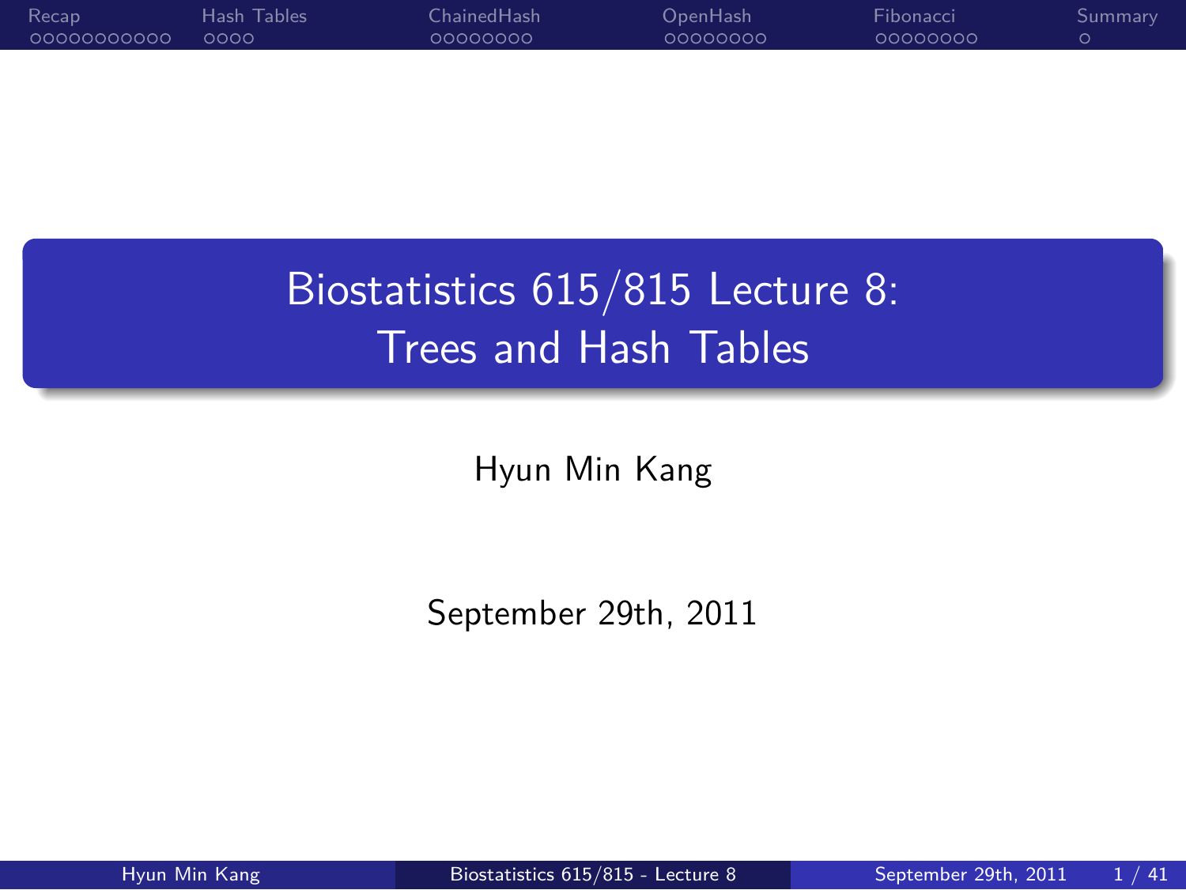# Biostatistics 615/815 Lecture 8: Trees and Hash Tables

Hyun Min Kang

September 29th, 2011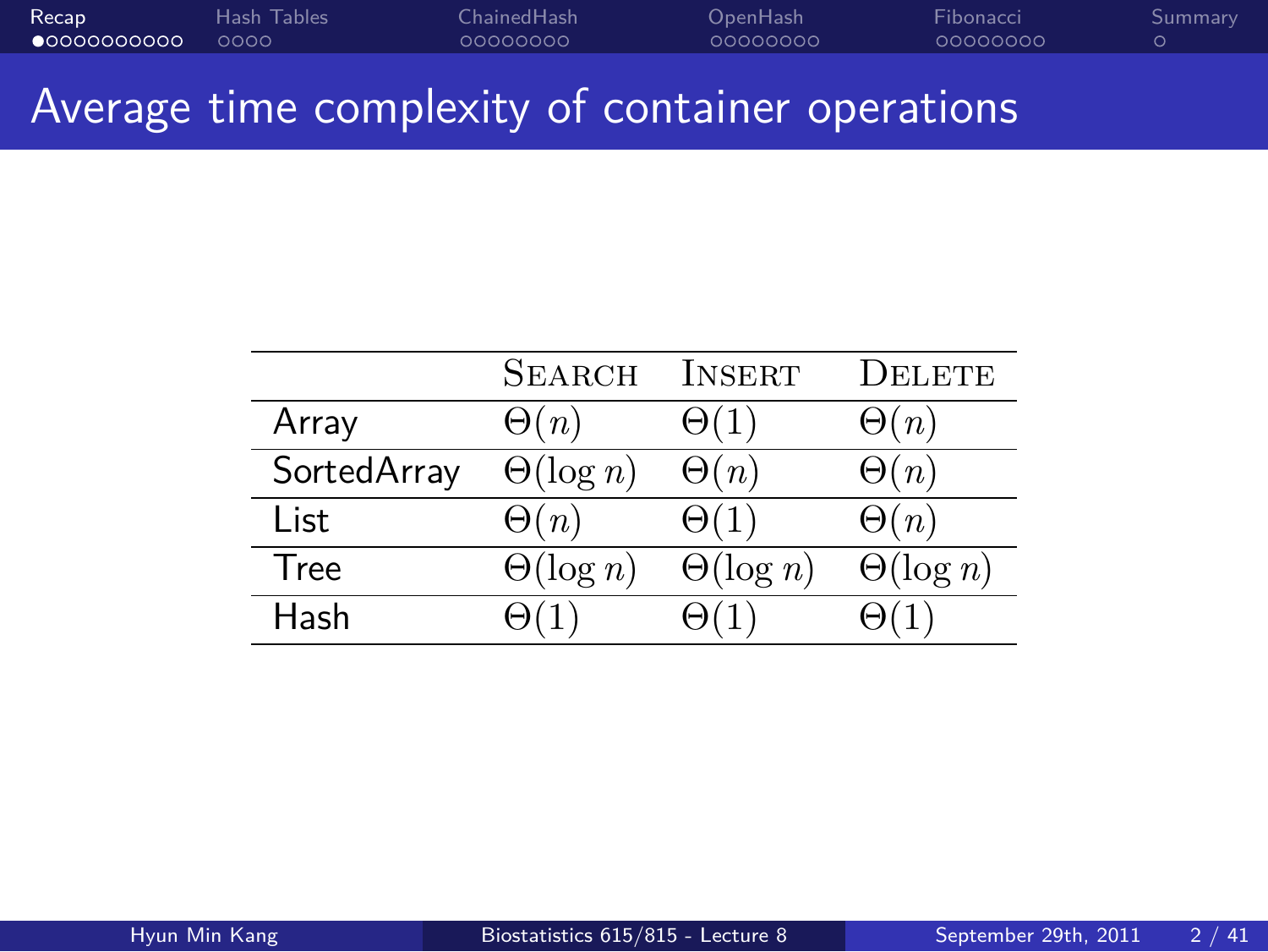# Average time complexity of container operations

| | Search | Insert | Delete |
|---|---|---|---|
| Array | $\Theta(n)$ | $\Theta(1)$ | $\Theta(n)$ |
| SortedArray | $\Theta(\log n)$ | $\Theta(n)$ | $\Theta(n)$ |
| List | $\Theta(n)$ | $\Theta(1)$ | $\Theta(n)$ |
| Tree | $\Theta(\log n)$ | $\Theta(\log n)$ | $\Theta(\log n)$ |
| Hash | $\Theta(1)$ | $\Theta(1)$ | $\Theta(1)$ |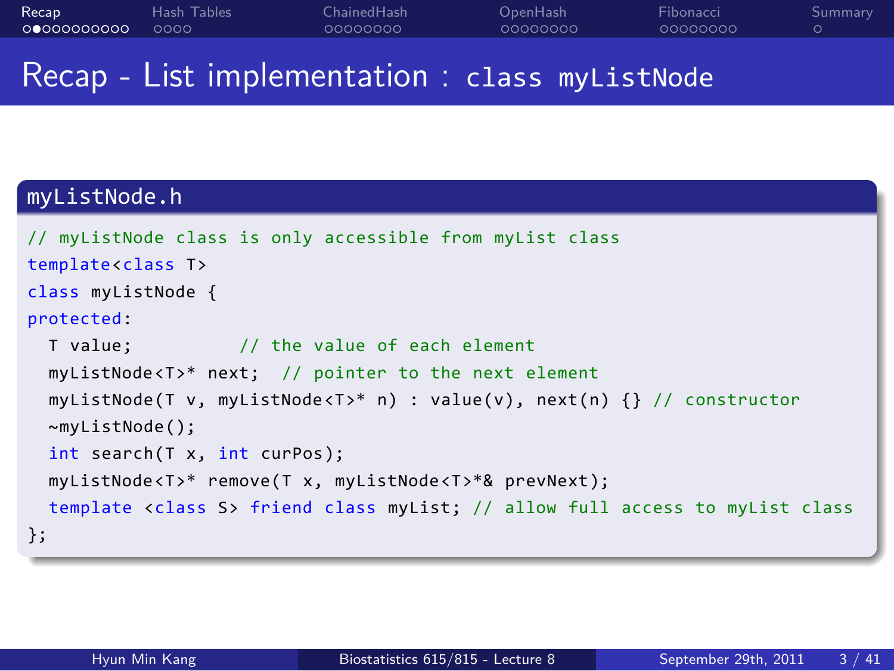# Recap - List implementation : `class myListNode`

### myListNode.h

```
// myListNode class is only accessible from myList class
template<class T>
class myListNode {
protected:
  T value;          // the value of each element
  myListNode<T>* next;  // pointer to the next element
  myListNode(T v, myListNode<T>* n) : value(v), next(n) {} // constructor
  ~myListNode();
  int search(T x, int curPos);
  myListNode<T>* remove(T x, myListNode<T>*& prevNext);
  template <class S> friend class myList; // allow full access to myList class
};
```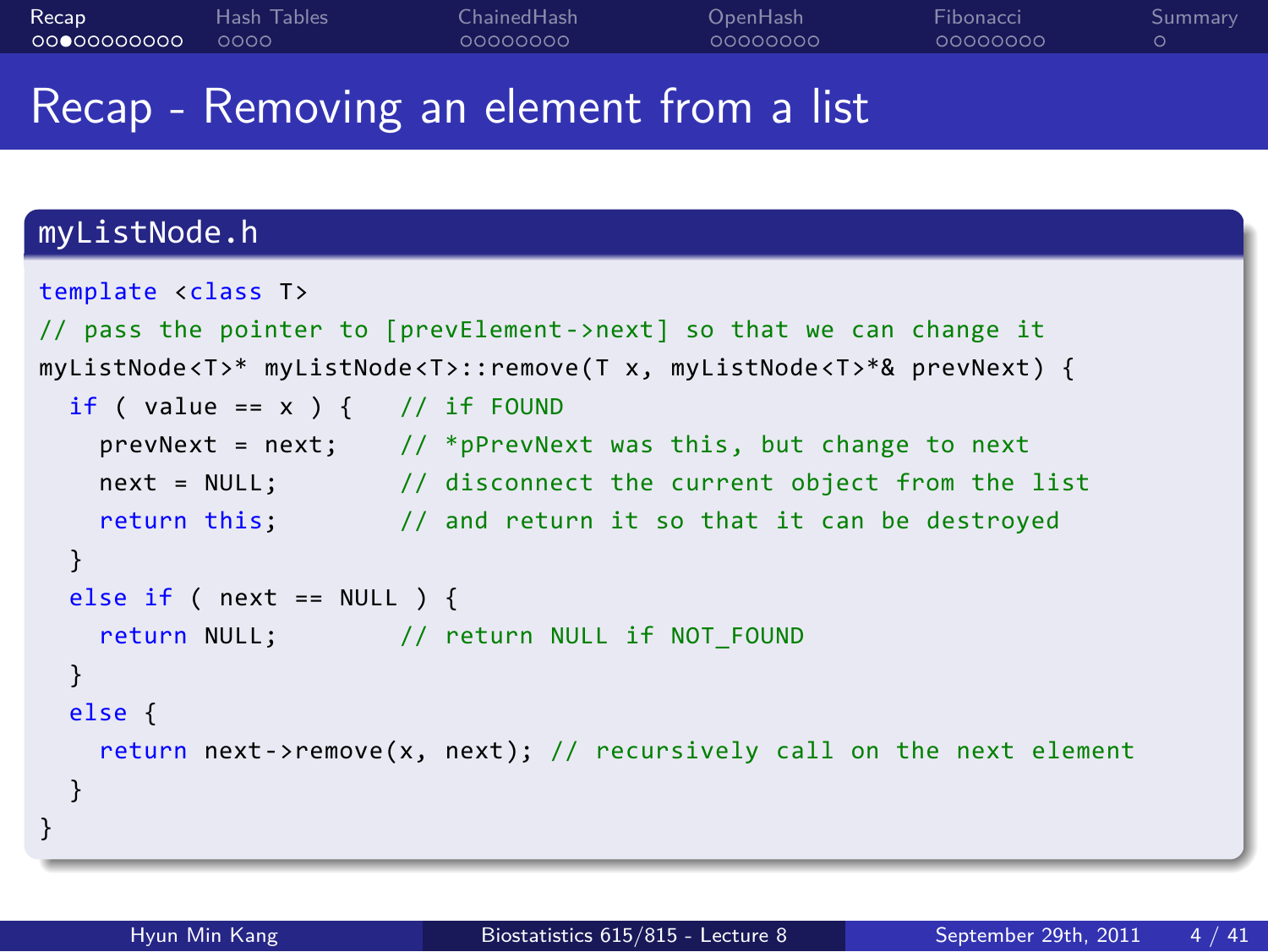# Recap - Removing an element from a list

**myListNode.h**

```
template <class T>
// pass the pointer to [prevElement->next] so that we can change it
myListNode<T>* myListNode<T>::remove(T x, myListNode<T>*& prevNext) {
  if ( value == x ) {   // if FOUND
    prevNext = next;    // *pPrevNext was this, but change to next
    next = NULL;        // disconnect the current object from the list
    return this;        // and return it so that it can be destroyed
  }
  else if ( next == NULL ) {
    return NULL;        // return NULL if NOT_FOUND
  }
  else {
    return next->remove(x, next); // recursively call on the next element
  }
}
```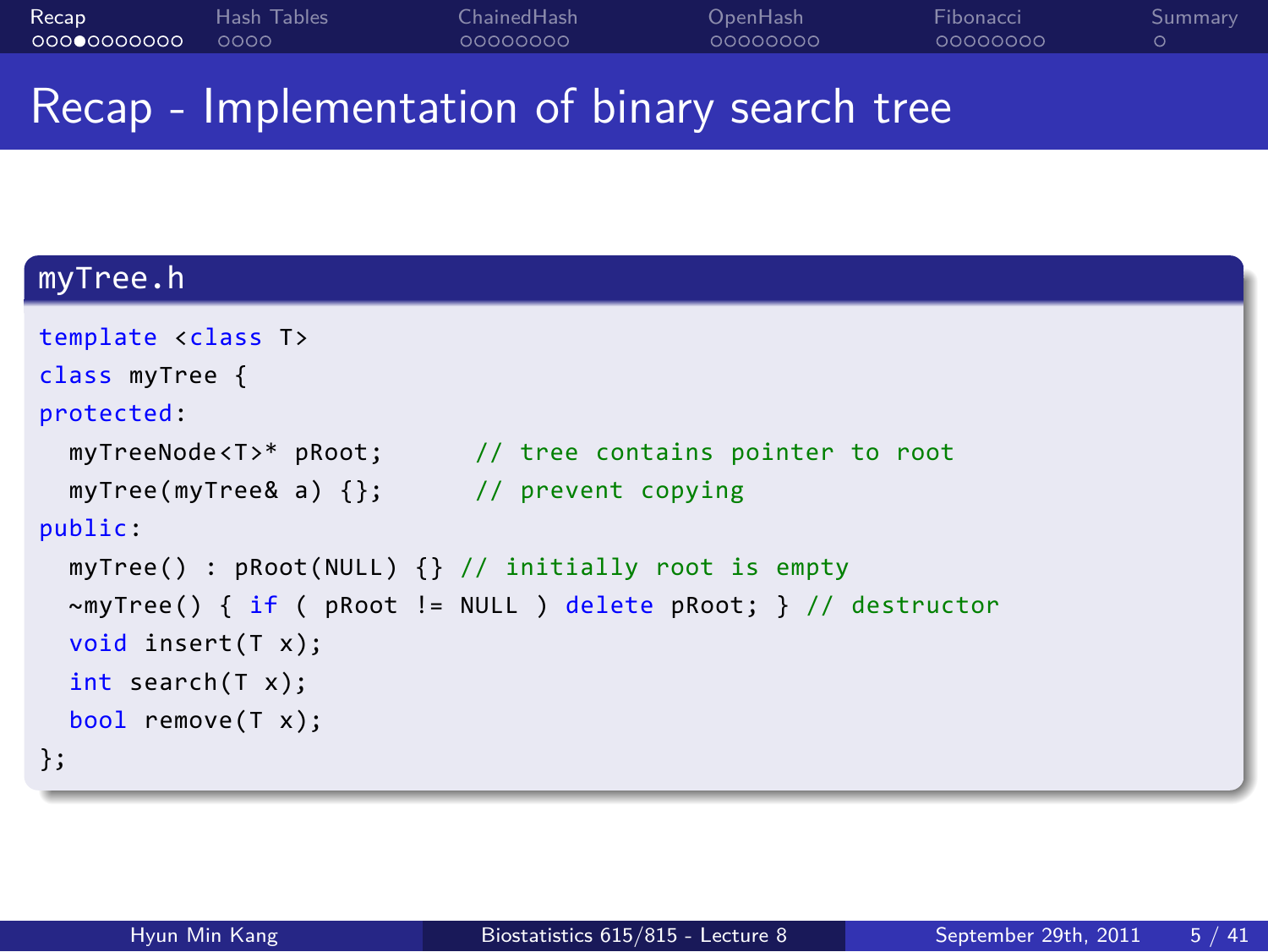# Recap - Implementation of binary search tree

**myTree.h**

```
template <class T>
class myTree {
protected:
  myTreeNode<T>* pRoot;      // tree contains pointer to root
  myTree(myTree& a) {};      // prevent copying
public:
  myTree() : pRoot(NULL) {} // initially root is empty
  ~myTree() { if ( pRoot != NULL ) delete pRoot; } // destructor
  void insert(T x);
  int search(T x);
  bool remove(T x);
};
```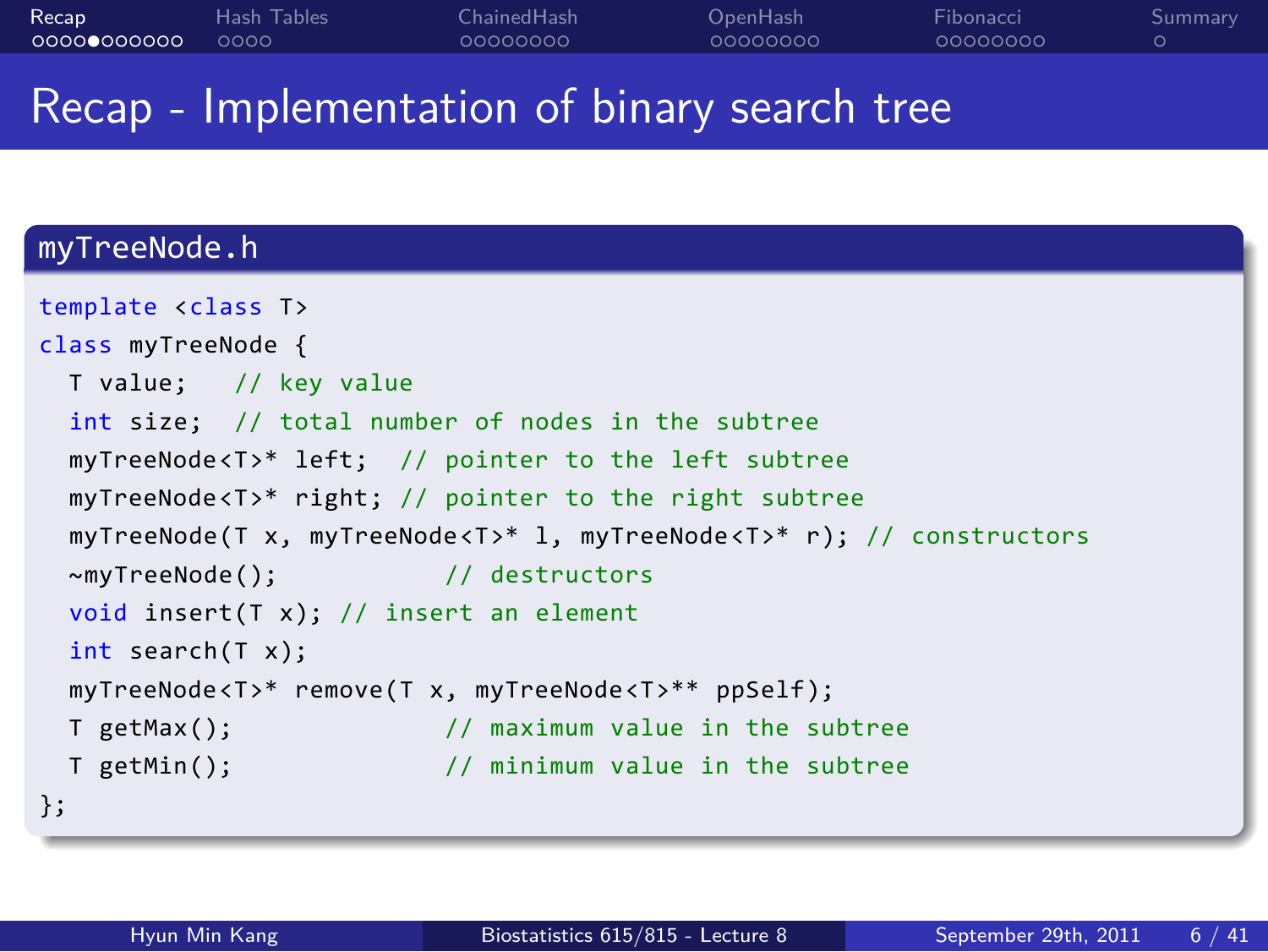# Recap - Implementation of binary search tree

**myTreeNode.h**

```
template <class T>
class myTreeNode {
  T value;   // key value
  int size;  // total number of nodes in the subtree
  myTreeNode<T>* left;  // pointer to the left subtree
  myTreeNode<T>* right; // pointer to the right subtree
  myTreeNode(T x, myTreeNode<T>* l, myTreeNode<T>* r); // constructors
  ~myTreeNode();           // destructors
  void insert(T x); // insert an element
  int search(T x);
  myTreeNode<T>* remove(T x, myTreeNode<T>** ppSelf);
  T getMax();              // maximum value in the subtree
  T getMin();              // minimum value in the subtree
};
```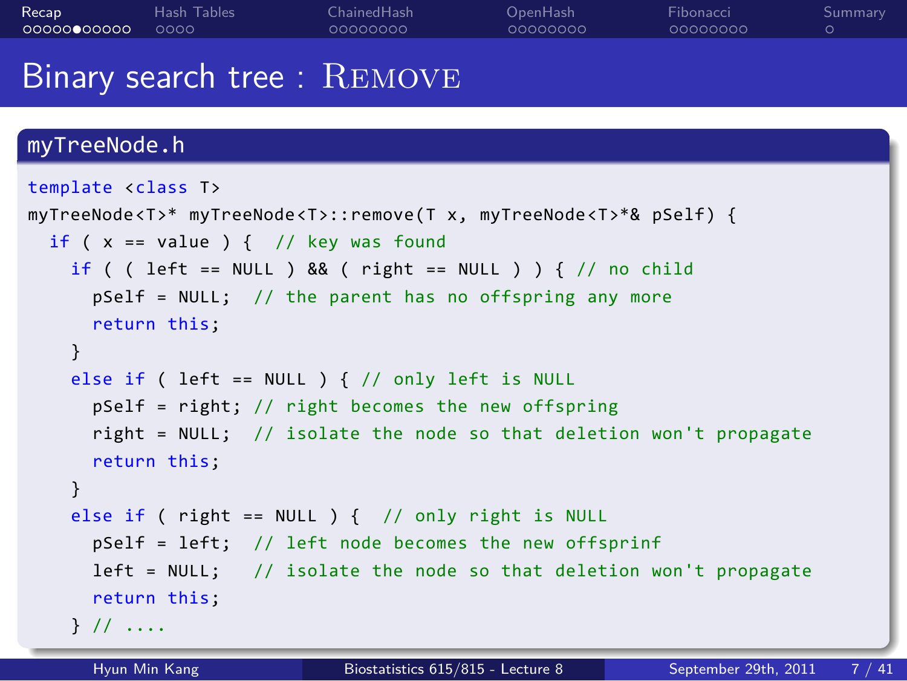# Binary search tree : REMOVE

**myTreeNode.h**

```
template <class T>
myTreeNode<T>* myTreeNode<T>::remove(T x, myTreeNode<T>*& pSelf) {
  if ( x == value ) {  // key was found
    if ( ( left == NULL ) && ( right == NULL ) ) { // no child
      pSelf = NULL;  // the parent has no offspring any more
      return this;
    }
    else if ( left == NULL ) { // only left is NULL
      pSelf = right; // right becomes the new offspring
      right = NULL;  // isolate the node so that deletion won't propagate
      return this;
    }
    else if ( right == NULL ) {  // only right is NULL
      pSelf = left;  // left node becomes the new offsprinf
      left = NULL;   // isolate the node so that deletion won't propagate
      return this;
    } // ....
```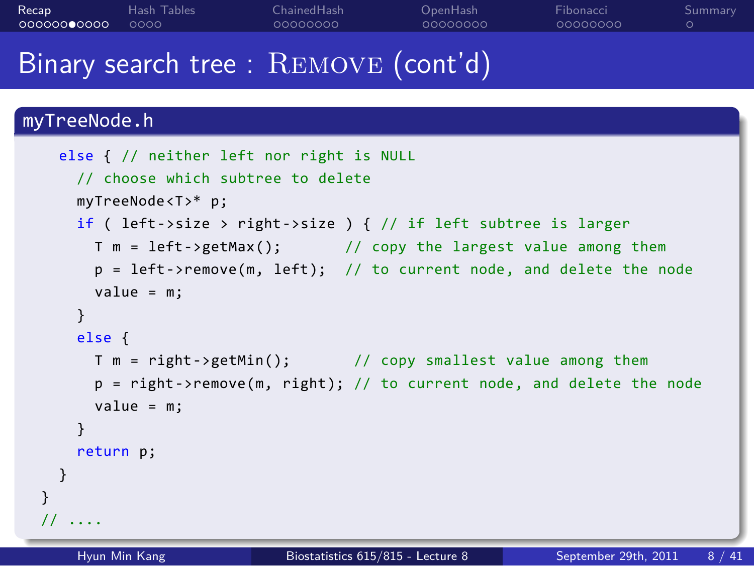# Binary search tree : REMOVE (cont'd)

## myTreeNode.h

```
    else { // neither left nor right is NULL
      // choose which subtree to delete
      myTreeNode<T>* p;
      if ( left->size > right->size ) { // if left subtree is larger
        T m = left->getMax();       // copy the largest value among them
        p = left->remove(m, left);  // to current node, and delete the node
        value = m;
      }
      else {
        T m = right->getMin();       // copy smallest value among them
        p = right->remove(m, right); // to current node, and delete the node
        value = m;
      }
      return p;
    }
  }
  // ....
```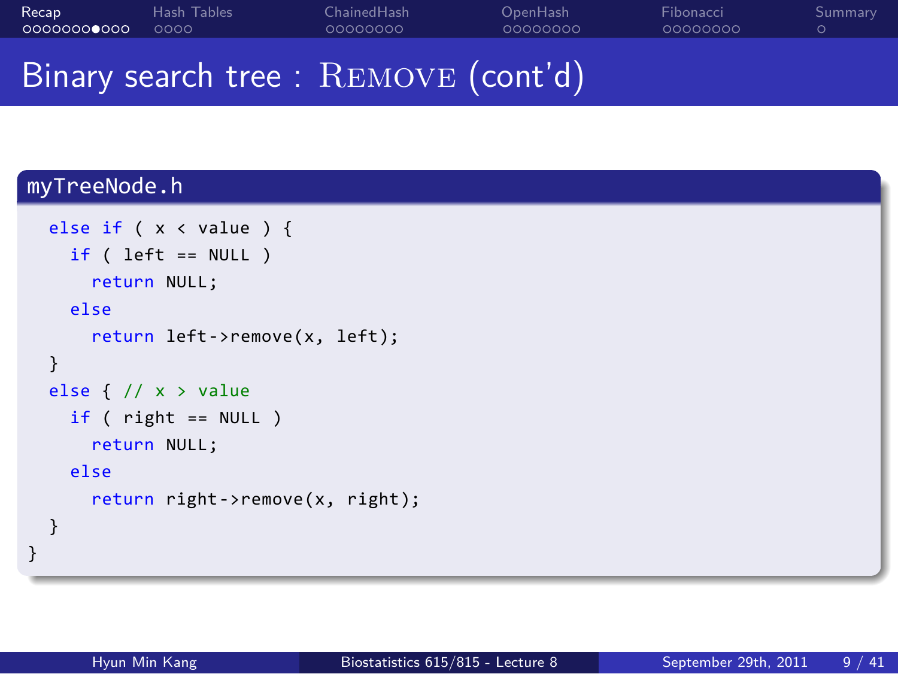# Binary search tree : REMOVE (cont'd)

myTreeNode.h

```
  else if ( x < value ) {
    if ( left == NULL )
      return NULL;
    else
      return left->remove(x, left);
  }
  else { // x > value
    if ( right == NULL )
      return NULL;
    else
      return right->remove(x, right);
  }
}
```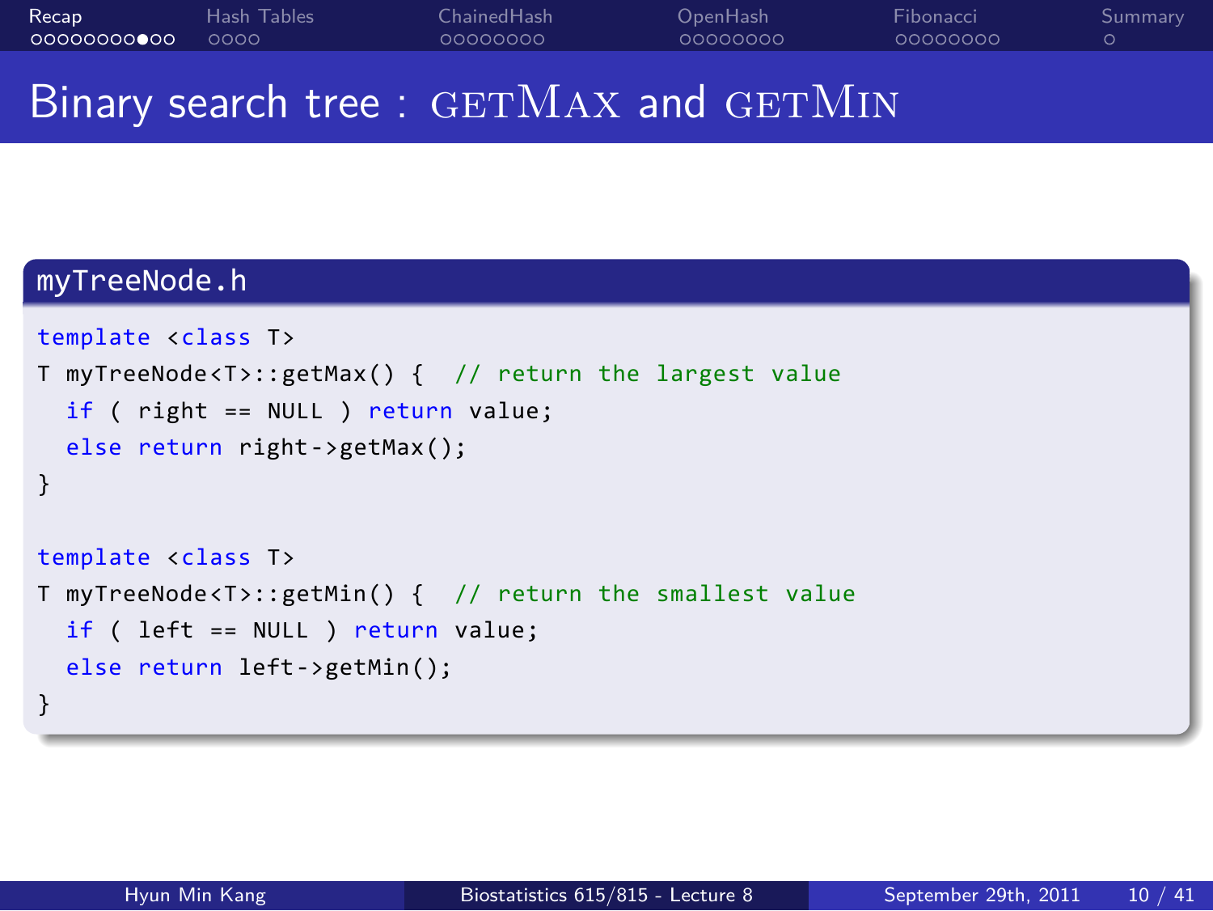# Binary search tree : GETMAX and GETMIN

**myTreeNode.h**

```
template <class T>
T myTreeNode<T>::getMax() {  // return the largest value
  if ( right == NULL ) return value;
  else return right->getMax();
}

template <class T>
T myTreeNode<T>::getMin() {  // return the smallest value
  if ( left == NULL ) return value;
  else return left->getMin();
}
```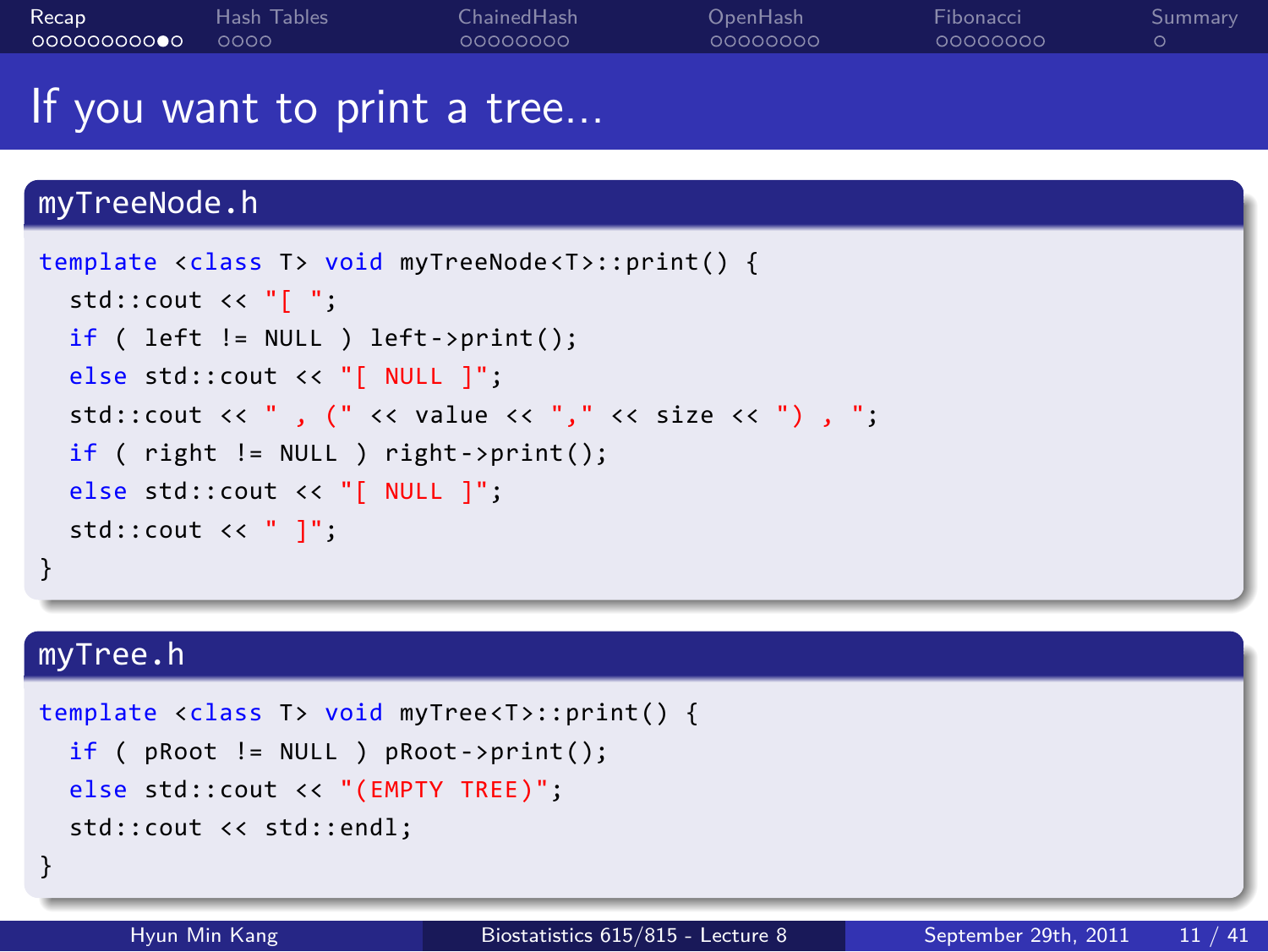# If you want to print a tree...

## myTreeNode.h

```
template <class T> void myTreeNode<T>::print() {
  std::cout << "[ ";
  if ( left != NULL ) left->print();
  else std::cout << "[ NULL ]";
  std::cout << " , (" << value << "," << size << ") , ";
  if ( right != NULL ) right->print();
  else std::cout << "[ NULL ]";
  std::cout << " ]";
}
```

## myTree.h

```
template <class T> void myTree<T>::print() {
  if ( pRoot != NULL ) pRoot->print();
  else std::cout << "(EMPTY TREE)";
  std::cout << std::endl;
}
```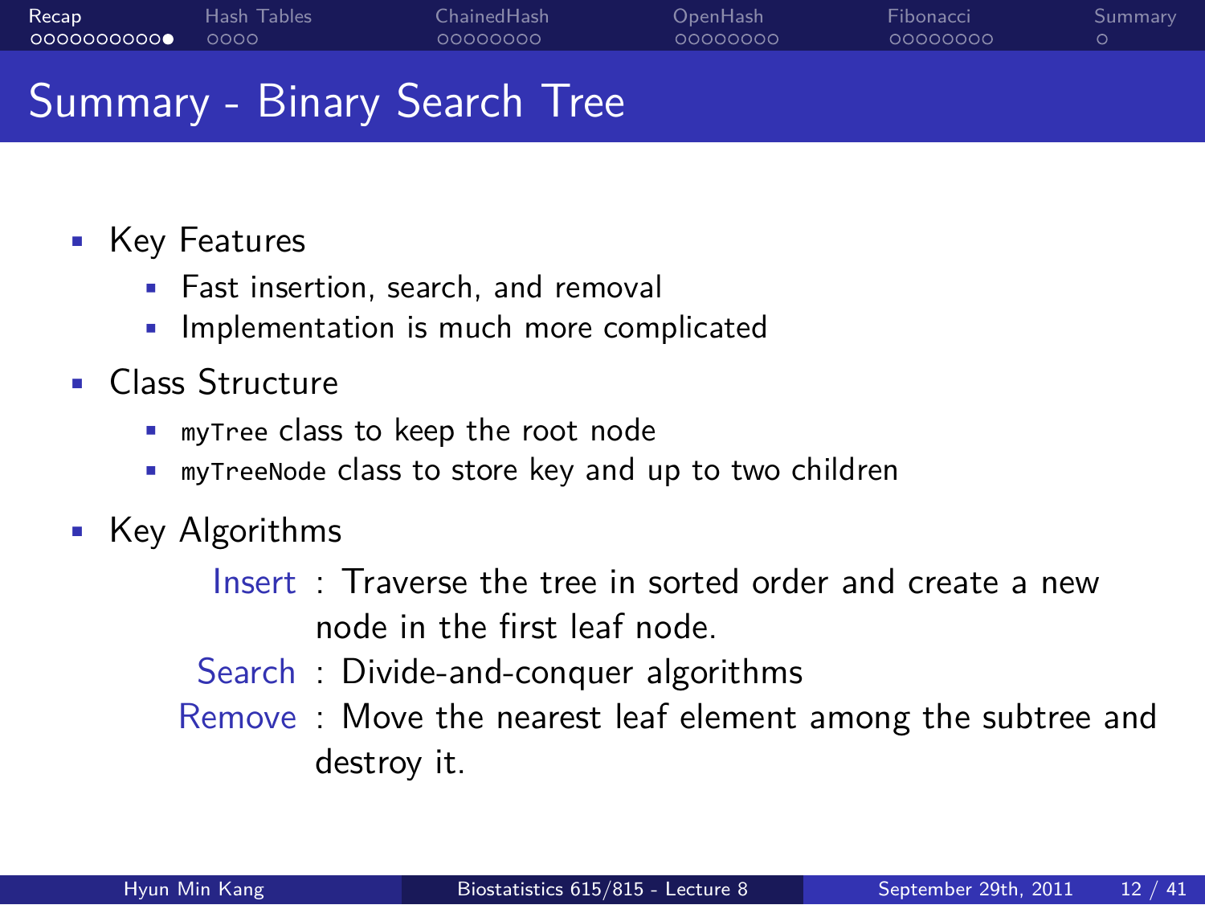# Summary - Binary Search Tree

- Key Features
  - Fast insertion, search, and removal
  - Implementation is much more complicated
- Class Structure
  - `myTree` class to keep the root node
  - `myTreeNode` class to store key and up to two children
- Key Algorithms
  - **Insert** : Traverse the tree in sorted order and create a new node in the first leaf node.
  - **Search** : Divide-and-conquer algorithms
  - **Remove** : Move the nearest leaf element among the subtree and destroy it.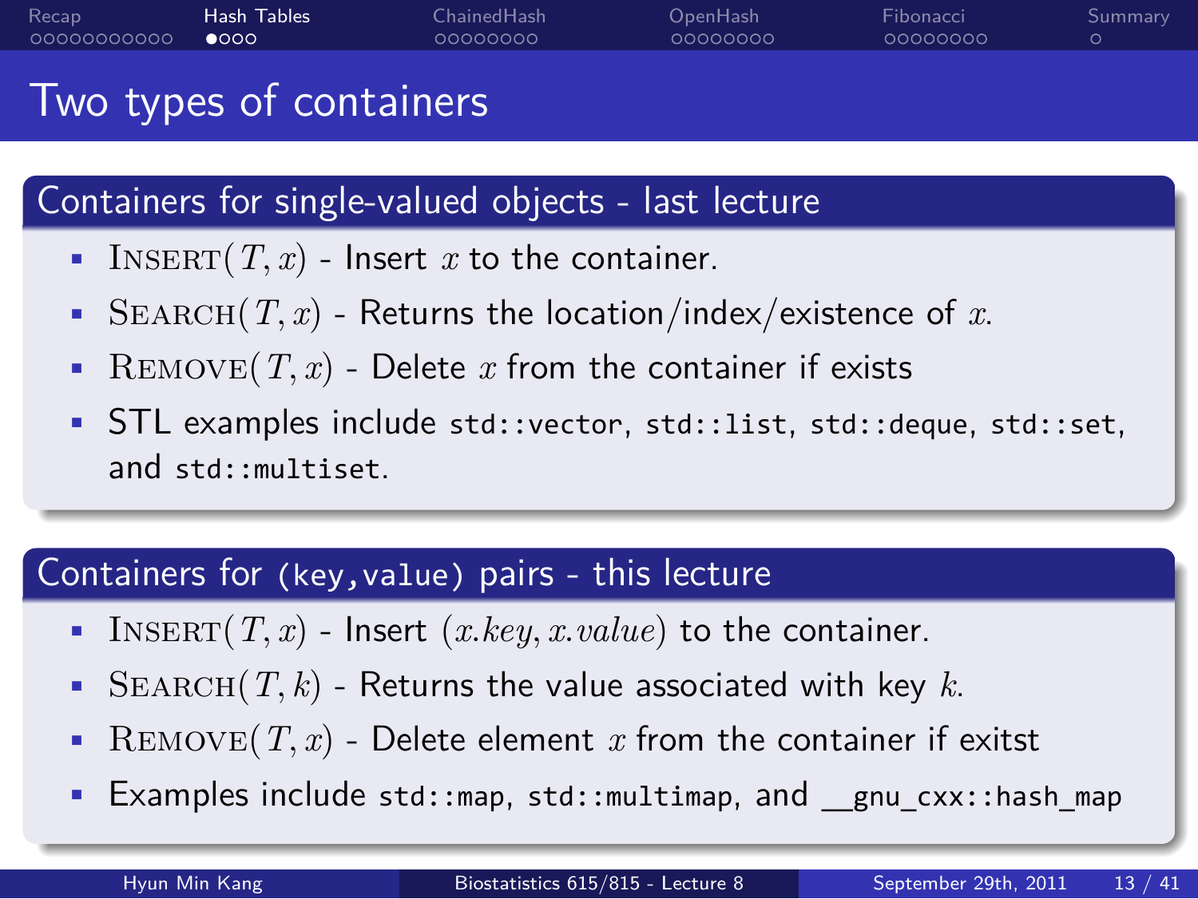# Two types of containers

## Containers for single-valued objects - last lecture

- $\text{INSERT}(T, x)$ - Insert $x$ to the container.
- $\text{SEARCH}(T, x)$ - Returns the location/index/existence of $x$.
- $\text{REMOVE}(T, x)$ - Delete $x$ from the container if exists
- STL examples include `std::vector`, `std::list`, `std::deque`, `std::set`, and `std::multiset`.

## Containers for `(key,value)` pairs - this lecture

- $\text{INSERT}(T, x)$ - Insert $(x.key, x.value)$ to the container.
- $\text{SEARCH}(T, k)$ - Returns the value associated with key $k$.
- $\text{REMOVE}(T, x)$ - Delete element $x$ from the container if exitst
- Examples include `std::map`, `std::multimap`, and `__gnu_cxx::hash_map`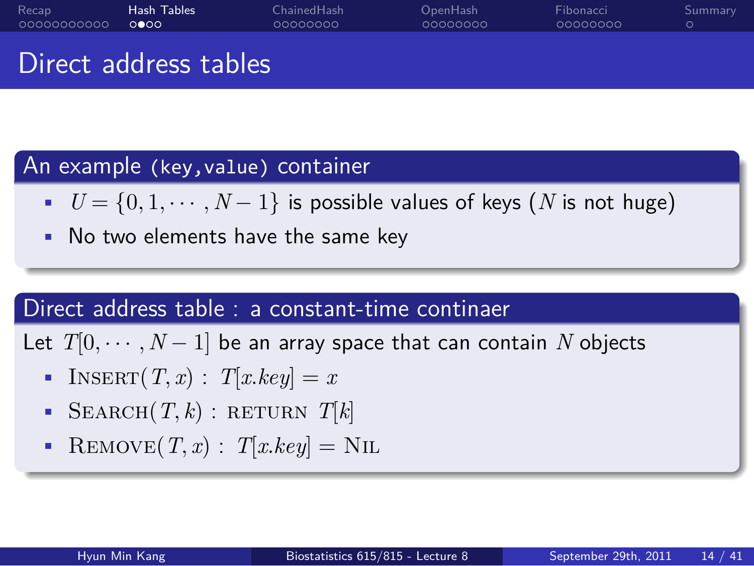# Direct address tables

## An example (key,value) container

- $U = \{0, 1, \cdots, N-1\}$ is possible values of keys ($N$ is not huge)
- No two elements have the same key

## Direct address table : a constant-time continaer

Let $T[0, \cdots, N-1]$ be an array space that can contain $N$ objects

- $\textsc{Insert}(T, x)$ : $T[x.key] = x$
- $\textsc{Search}(T, k)$ : $\textsc{return}$ $T[k]$
- $\textsc{Remove}(T, x)$ : $T[x.key] = \textsc{Nil}$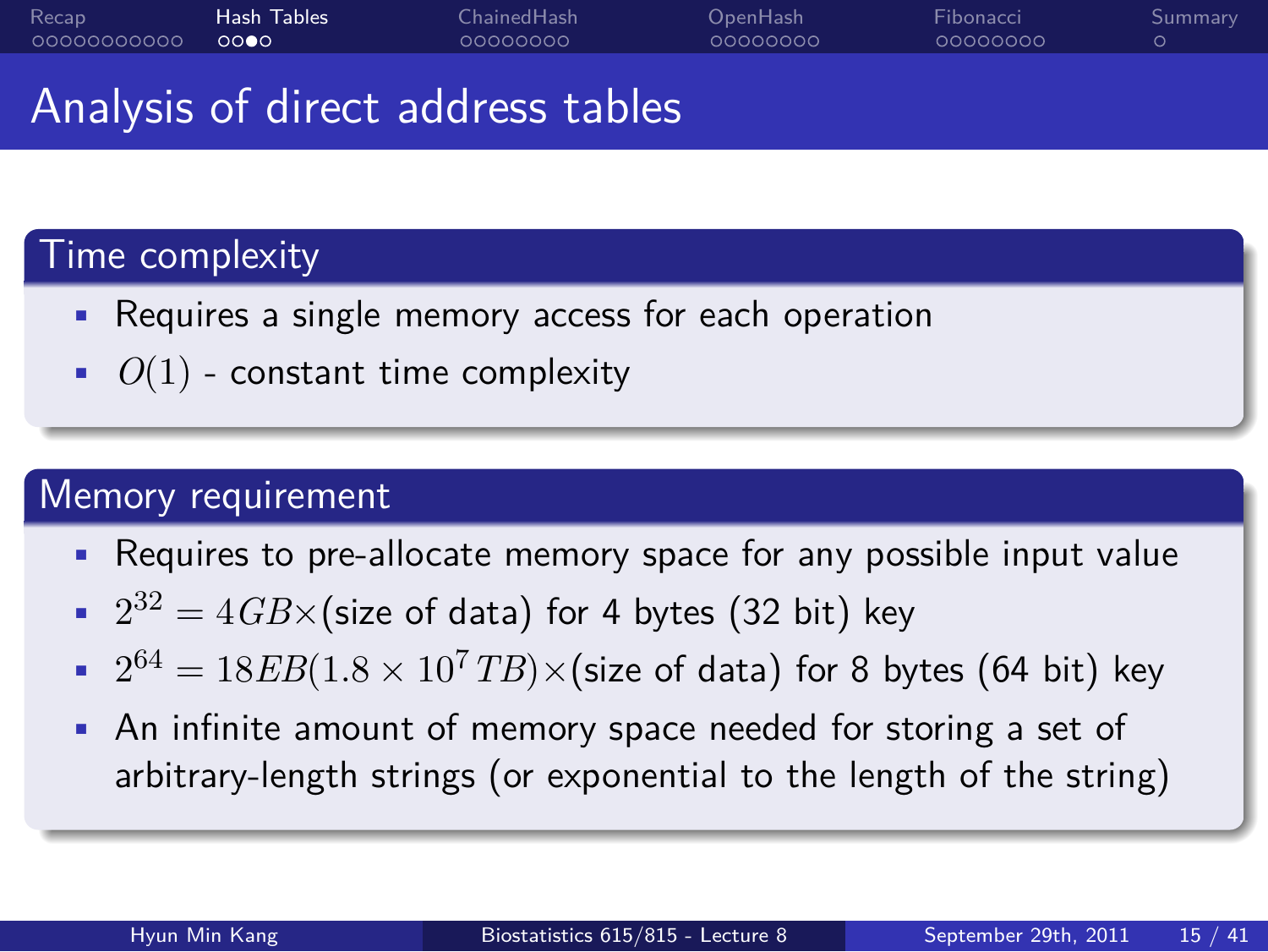# Analysis of direct address tables

## Time complexity

- Requires a single memory access for each operation
- $O(1)$ - constant time complexity

## Memory requirement

- Requires to pre-allocate memory space for any possible input value
- $2^{32} = 4GB \times$(size of data) for 4 bytes (32 bit) key
- $2^{64} = 18EB(1.8 \times 10^7 TB) \times$(size of data) for 8 bytes (64 bit) key
- An infinite amount of memory space needed for storing a set of arbitrary-length strings (or exponential to the length of the string)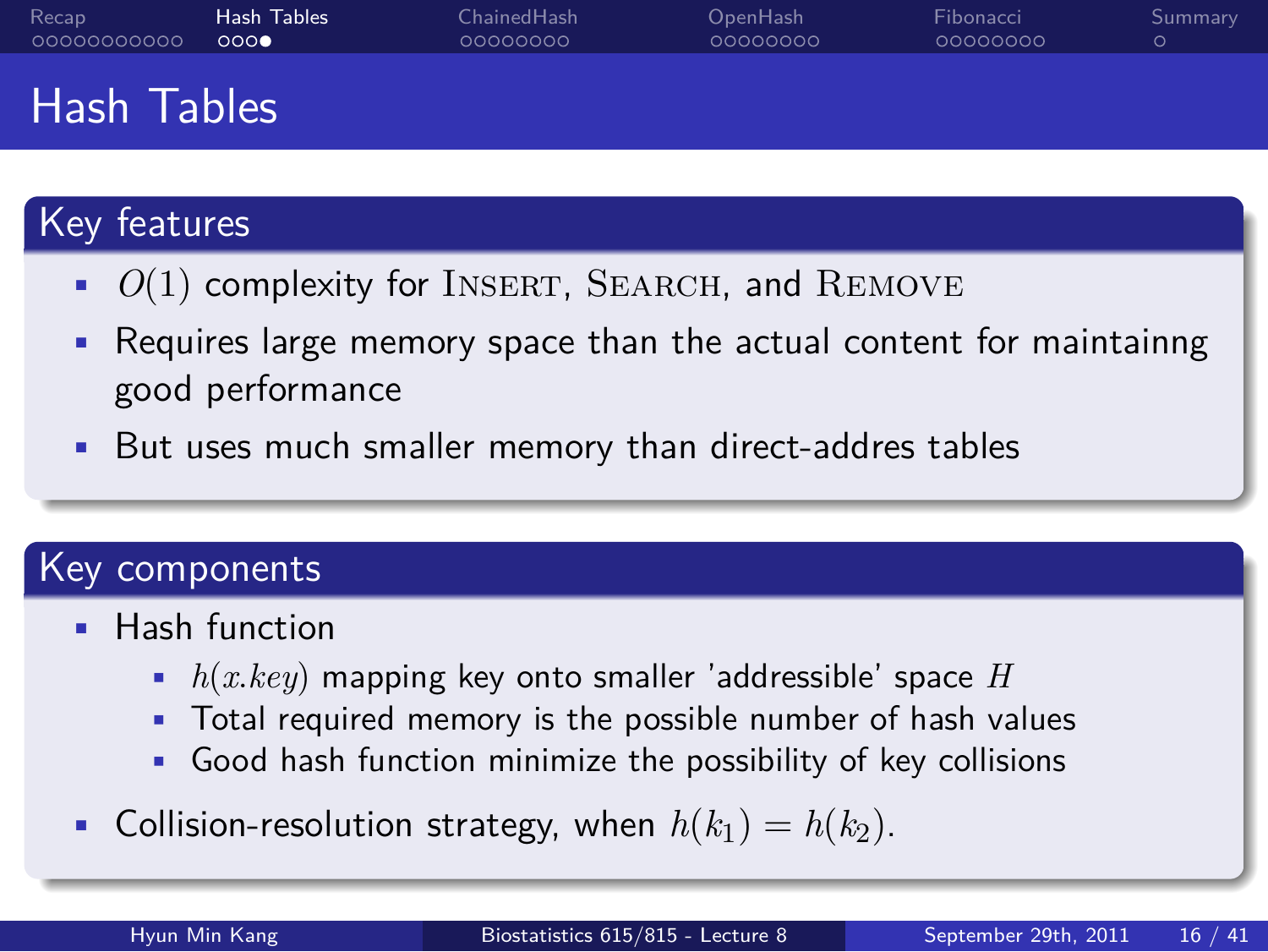# Hash Tables

## Key features

- $O(1)$ complexity for INSERT, SEARCH, and REMOVE
- Requires large memory space than the actual content for maintainng good performance
- But uses much smaller memory than direct-addres tables

## Key components

- Hash function
  - $h(x.key)$ mapping key onto smaller 'addressible' space $H$
  - Total required memory is the possible number of hash values
  - Good hash function minimize the possibility of key collisions
- Collision-resolution strategy, when $h(k_1) = h(k_2)$.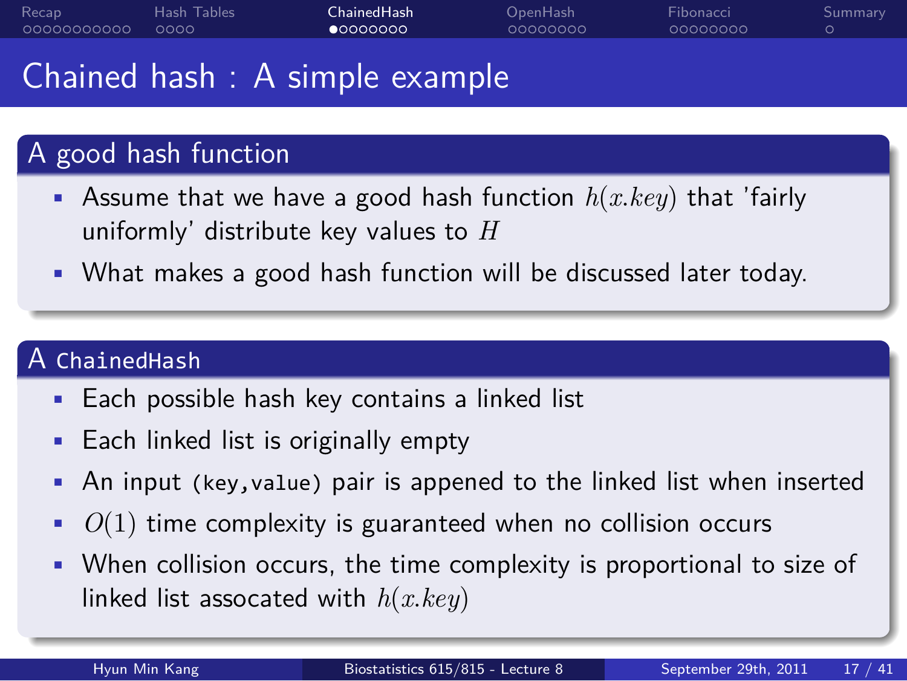# Chained hash : A simple example

## A good hash function

- Assume that we have a good hash function $h(x.key)$ that 'fairly uniformly' distribute key values to $H$
- What makes a good hash function will be discussed later today.

## A `ChainedHash`

- Each possible hash key contains a linked list
- Each linked list is originally empty
- An input `(key,value)` pair is appened to the linked list when inserted
- $O(1)$ time complexity is guaranteed when no collision occurs
- When collision occurs, the time complexity is proportional to size of linked list assocated with $h(x.key)$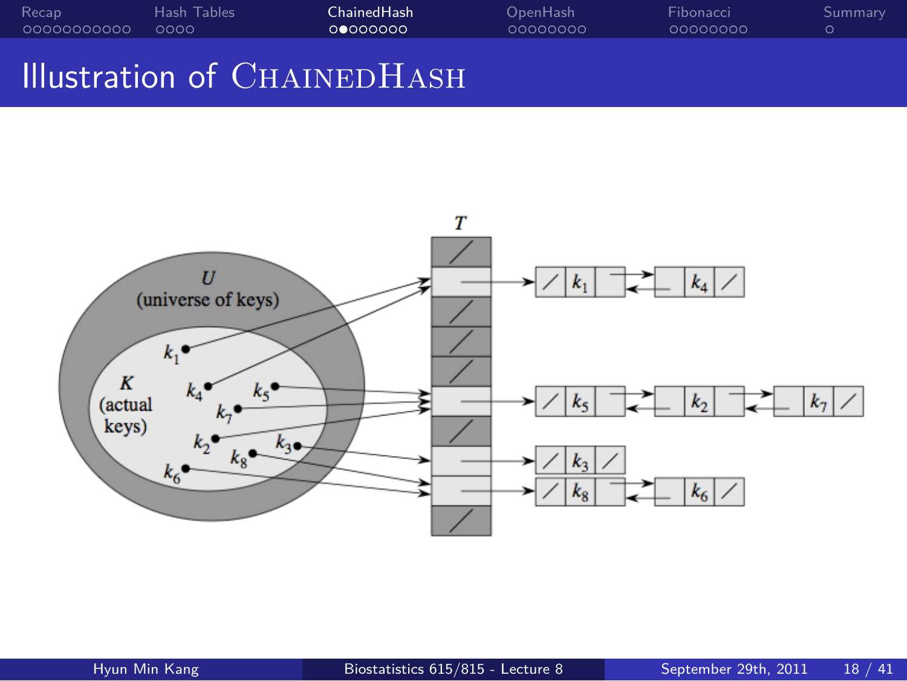# Illustration of ChainedHash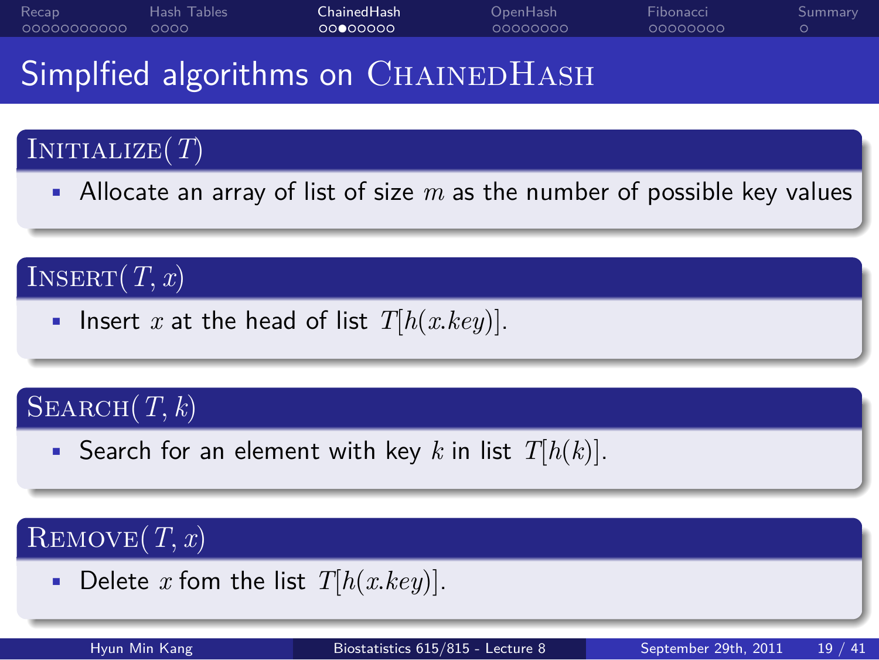# Simplfied algorithms on ChainedHash

## Initialize($T$)

- Allocate an array of list of size $m$ as the number of possible key values

## Insert($T, x$)

- Insert $x$ at the head of list $T[h(x.key)]$.

## Search($T, k$)

- Search for an element with key $k$ in list $T[h(k)]$.

## Remove($T, x$)

- Delete $x$ fom the list $T[h(x.key)]$.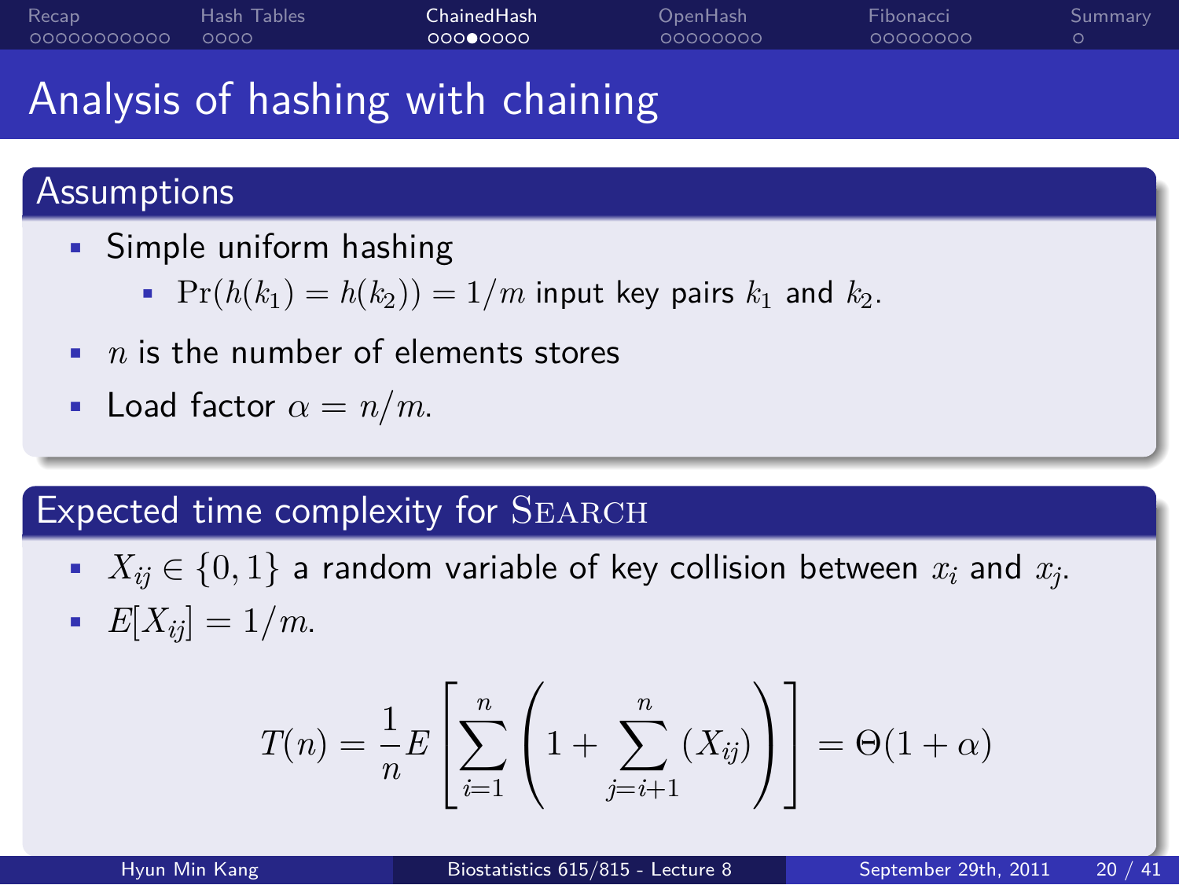# Analysis of hashing with chaining

## Assumptions

- Simple uniform hashing
  - $\Pr(h(k_1) = h(k_2)) = 1/m$ input key pairs $k_1$ and $k_2$.
- $n$ is the number of elements stores
- Load factor $\alpha = n/m$.

## Expected time complexity for SEARCH

- $X_{ij} \in \{0, 1\}$ a random variable of key collision between $x_i$ and $x_j$.
- $E[X_{ij}] = 1/m$.

$$T(n) = \frac{1}{n} E\left[\sum_{i=1}^{n}\left(1 + \sum_{j=i+1}^{n}(X_{ij})\right)\right] = \Theta(1 + \alpha)$$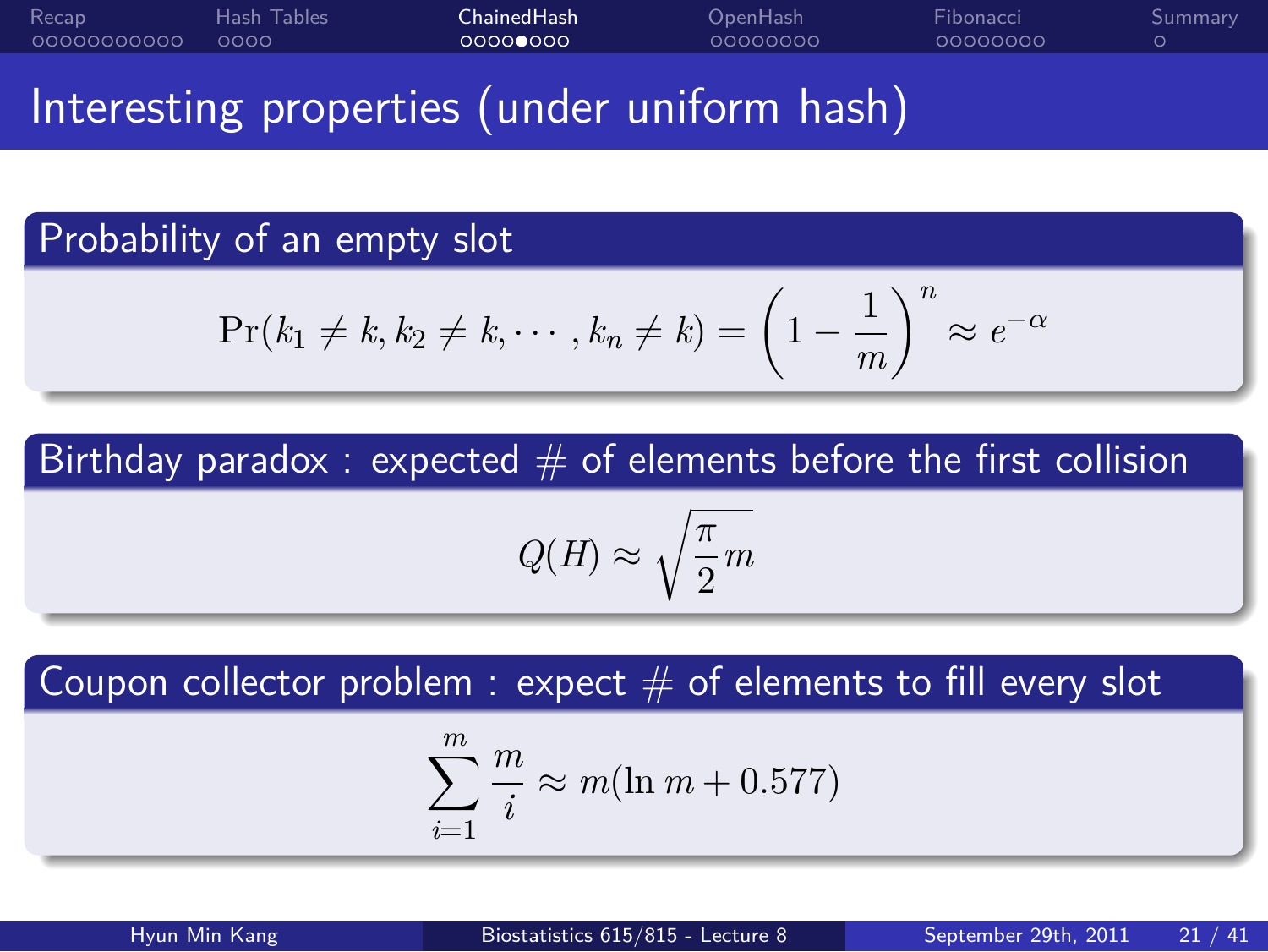# Interesting properties (under uniform hash)

## Probability of an empty slot

$$\Pr(k_1 \neq k, k_2 \neq k, \cdots, k_n \neq k) = \left(1 - \frac{1}{m}\right)^n \approx e^{-\alpha}$$

## Birthday paradox : expected # of elements before the first collision

$$Q(H) \approx \sqrt{\frac{\pi}{2} m}$$

## Coupon collector problem : expect # of elements to fill every slot

$$\sum_{i=1}^{m} \frac{m}{i} \approx m(\ln m + 0.577)$$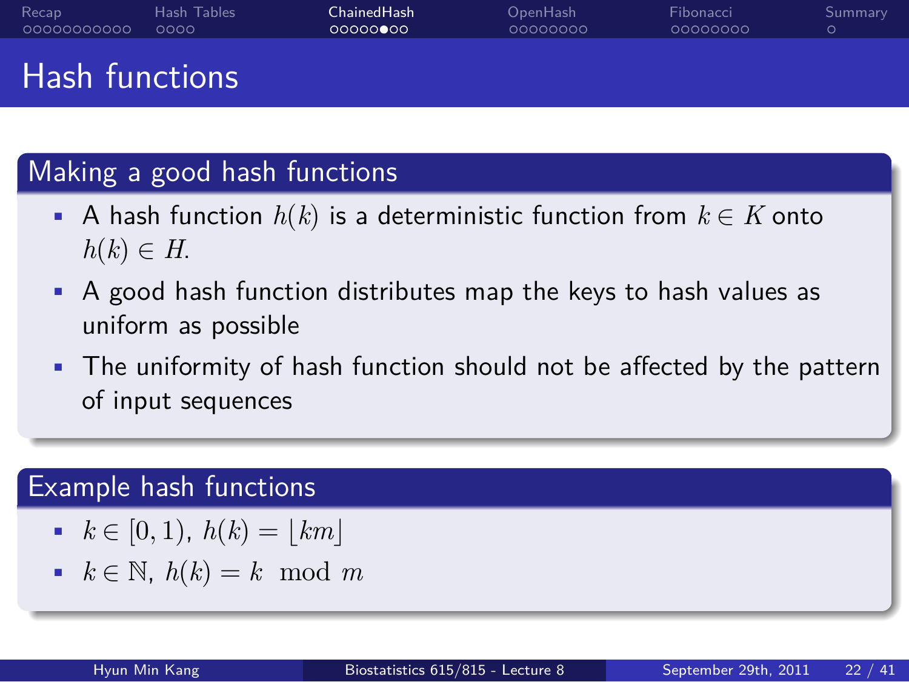# Hash functions

## Making a good hash functions

- A hash function $h(k)$ is a deterministic function from $k \in K$ onto $h(k) \in H$.
- A good hash function distributes map the keys to hash values as uniform as possible
- The uniformity of hash function should not be affected by the pattern of input sequences

## Example hash functions

- $k \in [0, 1)$, $h(k) = \lfloor km \rfloor$
- $k \in \mathbb{N}$, $h(k) = k \mod m$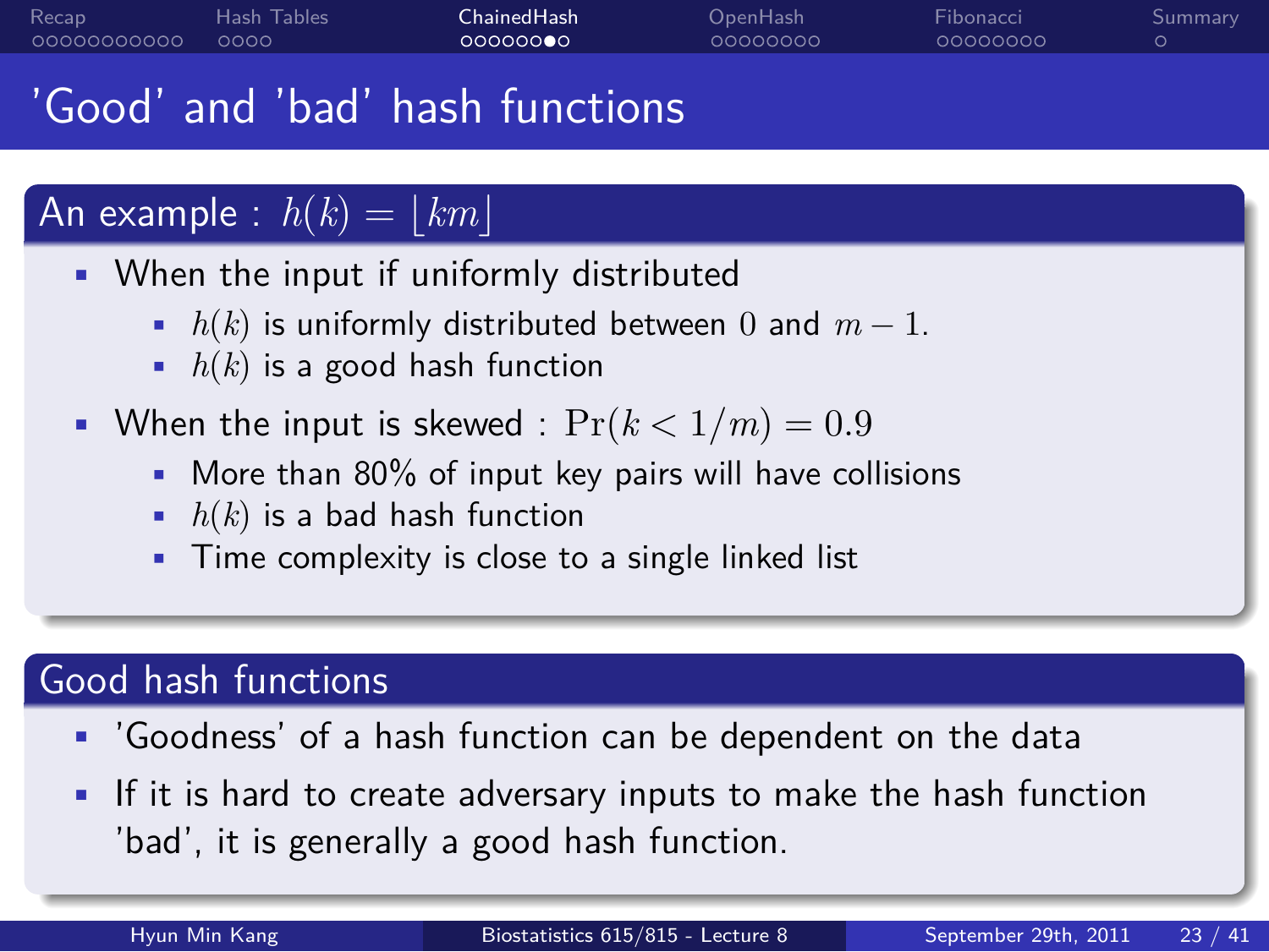# 'Good' and 'bad' hash functions

## An example : $h(k) = \lfloor km \rfloor$

- When the input if uniformly distributed
  - $h(k)$ is uniformly distributed between $0$ and $m - 1$.
  - $h(k)$ is a good hash function
- When the input is skewed : $\Pr(k < 1/m) = 0.9$
  - More than 80% of input key pairs will have collisions
  - $h(k)$ is a bad hash function
  - Time complexity is close to a single linked list

## Good hash functions

- 'Goodness' of a hash function can be dependent on the data
- If it is hard to create adversary inputs to make the hash function 'bad', it is generally a good hash function.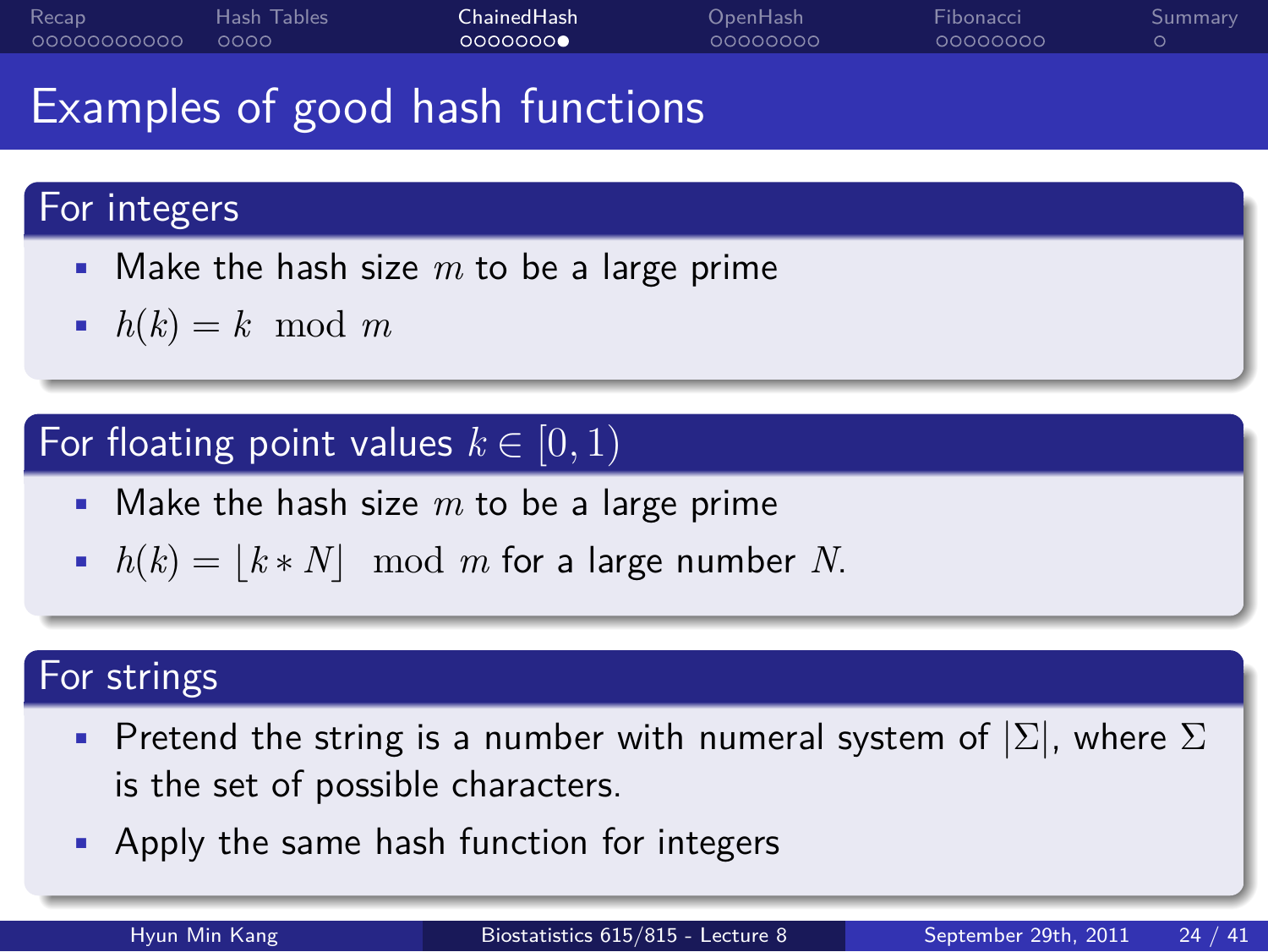# Examples of good hash functions

## For integers

- Make the hash size $m$ to be a large prime
- $h(k) = k \mod m$

## For floating point values $k \in [0, 1)$

- Make the hash size $m$ to be a large prime
- $h(k) = \lfloor k * N \rfloor \mod m$ for a large number $N$.

## For strings

- Pretend the string is a number with numeral system of $|\Sigma|$, where $\Sigma$ is the set of possible characters.
- Apply the same hash function for integers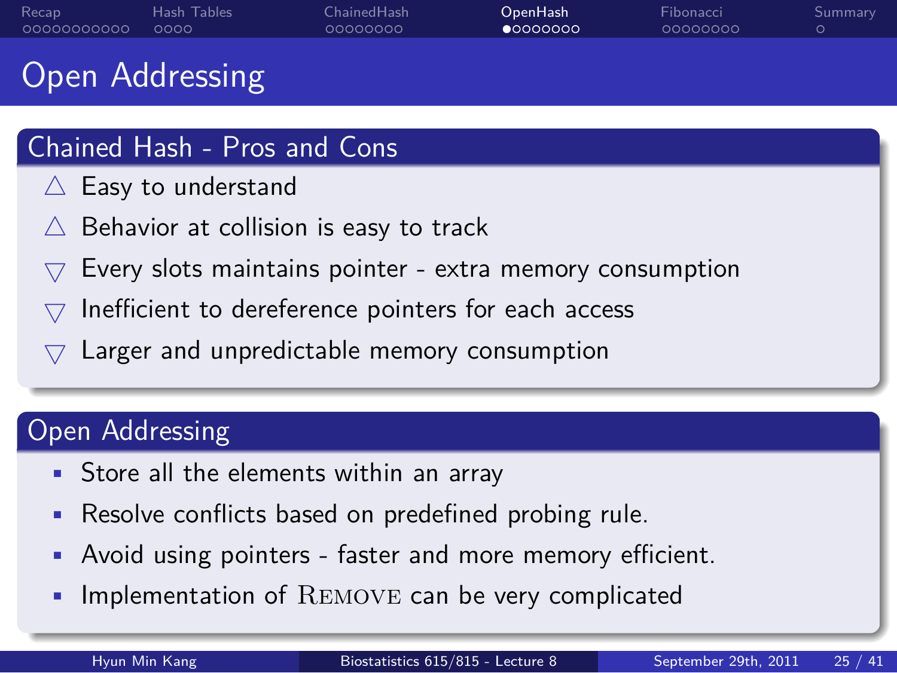# Open Addressing

## Chained Hash - Pros and Cons

- △ Easy to understand
- △ Behavior at collision is easy to track
- ▽ Every slots maintains pointer - extra memory consumption
- ▽ Inefficient to dereference pointers for each access
- ▽ Larger and unpredictable memory consumption

## Open Addressing

- Store all the elements within an array
- Resolve conflicts based on predefined probing rule.
- Avoid using pointers - faster and more memory efficient.
- Implementation of REMOVE can be very complicated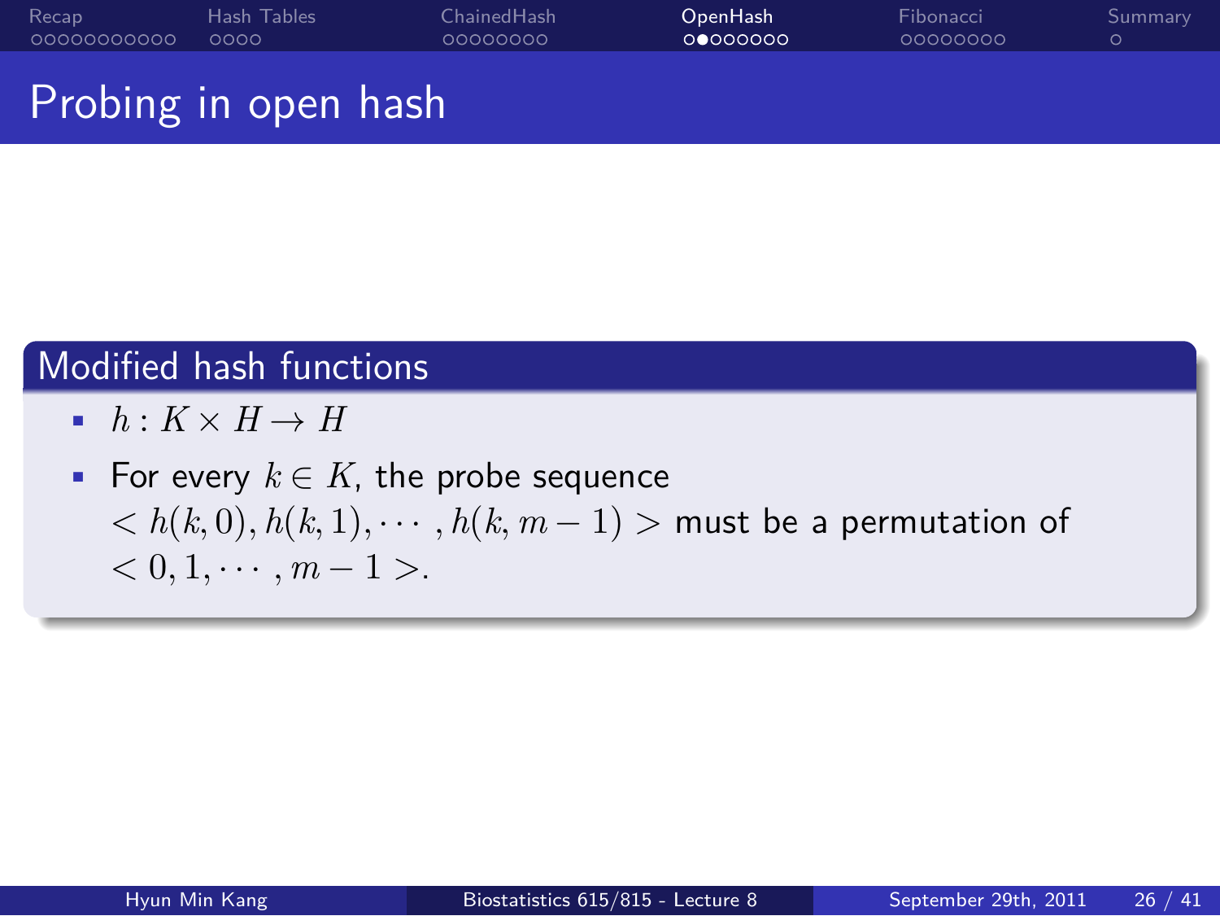# Probing in open hash

## Modified hash functions

- $h : K \times H \rightarrow H$
- For every $k \in K$, the probe sequence $< h(k,0), h(k,1), \cdots, h(k, m-1) >$ must be a permutation of $< 0, 1, \cdots, m-1 >$.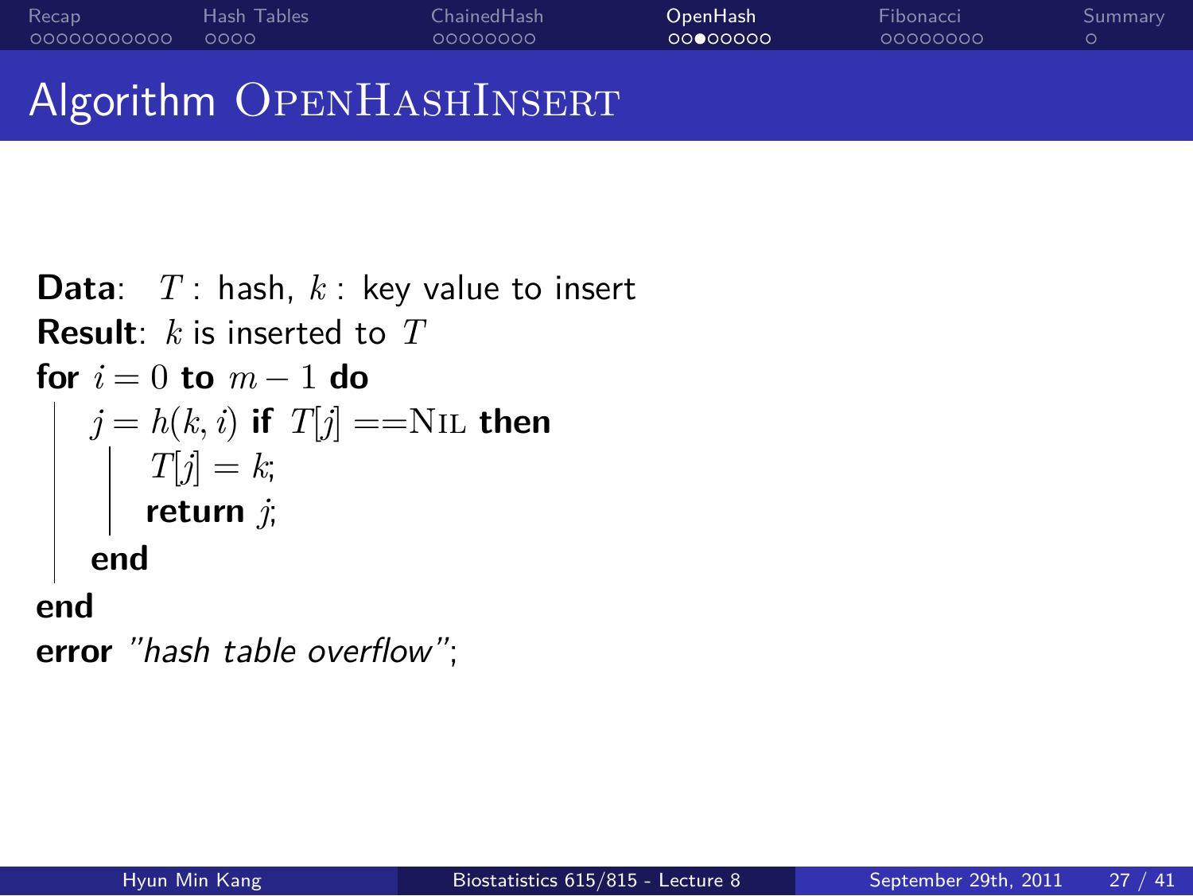# Algorithm OpenHashInsert

**Data**: $T$ : hash, $k$ : key value to insert
**Result**: $k$ is inserted to $T$

```
for i = 0 to m − 1 do
    j = h(k, i) if T[j] == NIL then
        T[j] = k;
        return j;
    end
end
error "hash table overflow";
```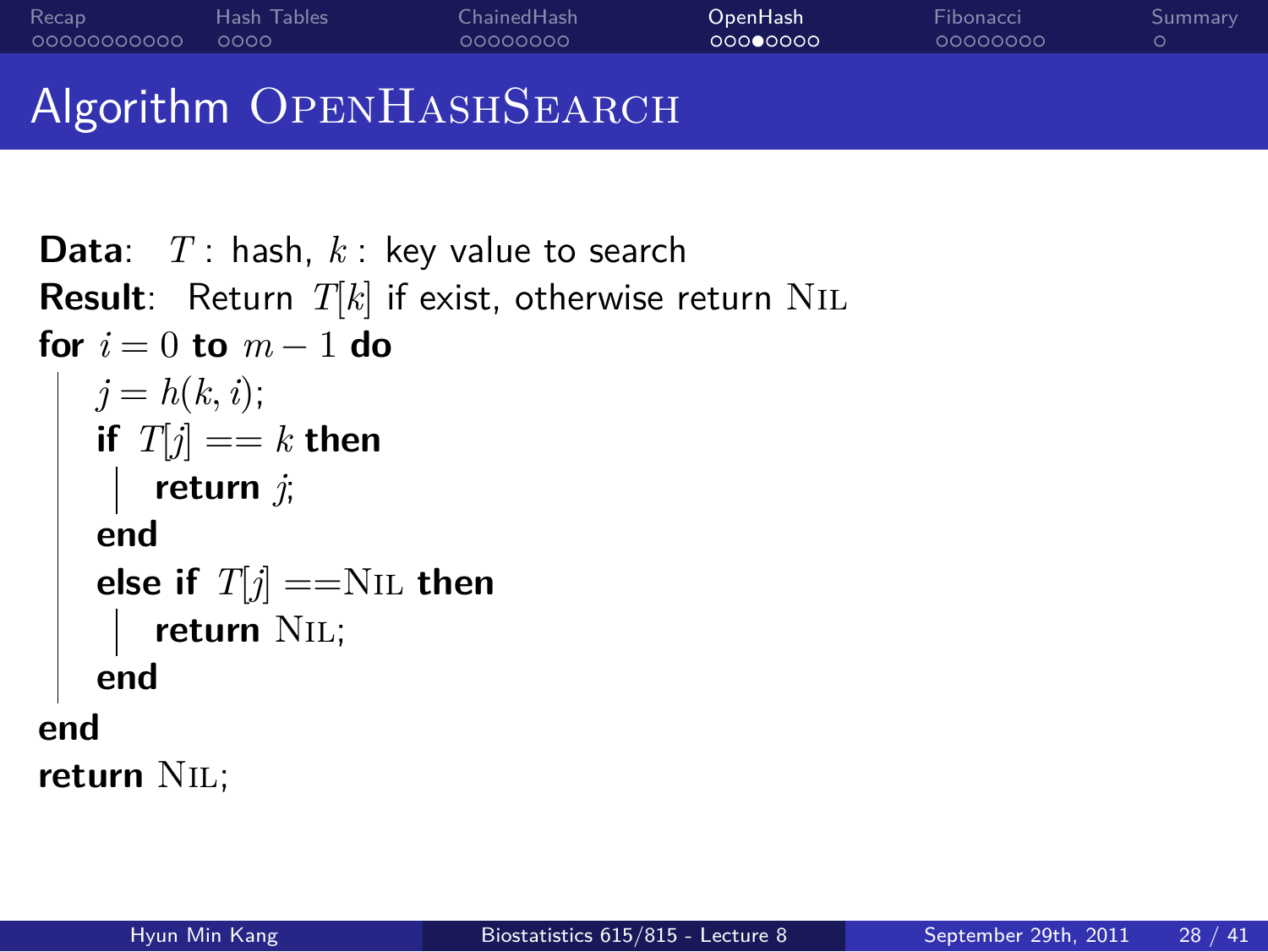# Algorithm OpenHashSearch

**Data**: $T$ : hash, $k$ : key value to search

**Result**: Return $T[k]$ if exist, otherwise return NIL

```
for i = 0 to m − 1 do
    j = h(k, i);
    if T[j] == k then
        return j;
    end
    else if T[j] == NIL then
        return NIL;
    end
end
return NIL;
```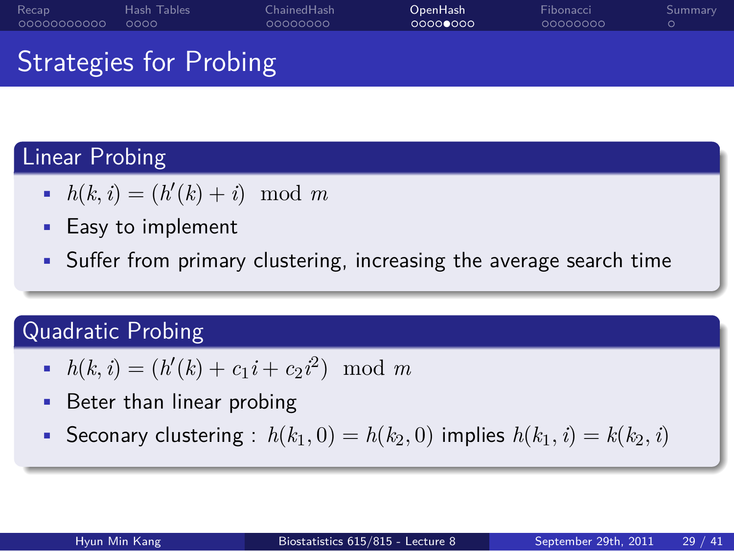# Strategies for Probing

## Linear Probing

- $h(k, i) = (h'(k) + i) \mod m$
- Easy to implement
- Suffer from primary clustering, increasing the average search time

## Quadratic Probing

- $h(k, i) = (h'(k) + c_1 i + c_2 i^2) \mod m$
- Beter than linear probing
- Seconary clustering : $h(k_1, 0) = h(k_2, 0)$ implies $h(k_1, i) = k(k_2, i)$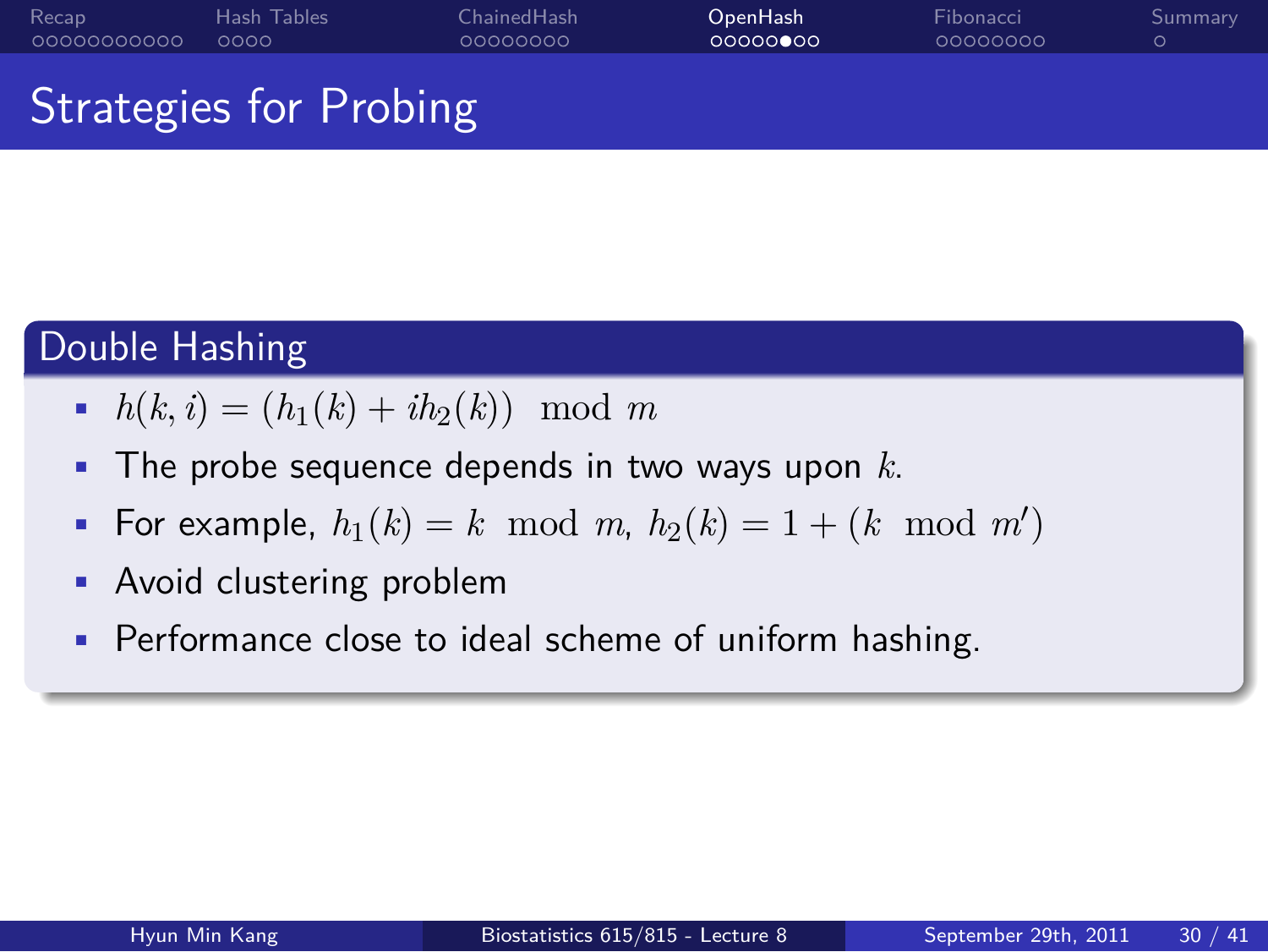# Strategies for Probing

## Double Hashing

- $h(k, i) = (h_1(k) + ih_2(k)) \mod m$
- The probe sequence depends in two ways upon $k$.
- For example, $h_1(k) = k \mod m$, $h_2(k) = 1 + (k \mod m')$
- Avoid clustering problem
- Performance close to ideal scheme of uniform hashing.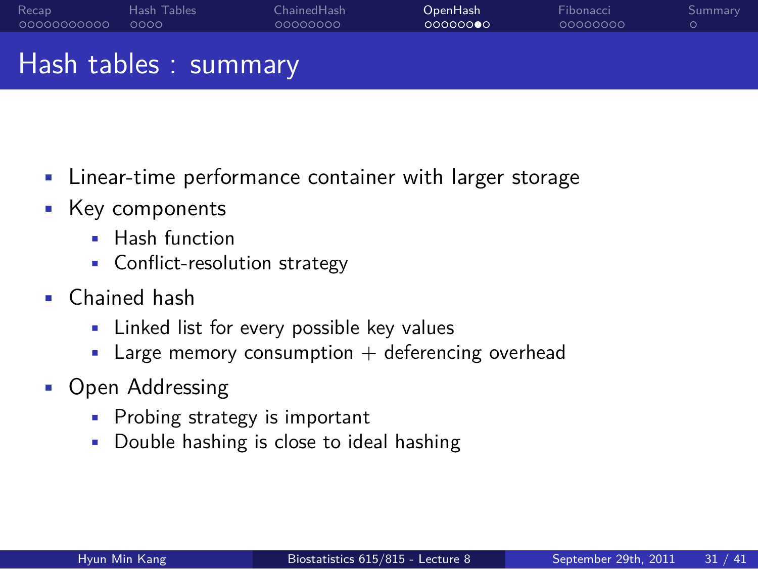# Hash tables : summary

- Linear-time performance container with larger storage
- Key components
  - Hash function
  - Conflict-resolution strategy
- Chained hash
  - Linked list for every possible key values
  - Large memory consumption + deferencing overhead
- Open Addressing
  - Probing strategy is important
  - Double hashing is close to ideal hashing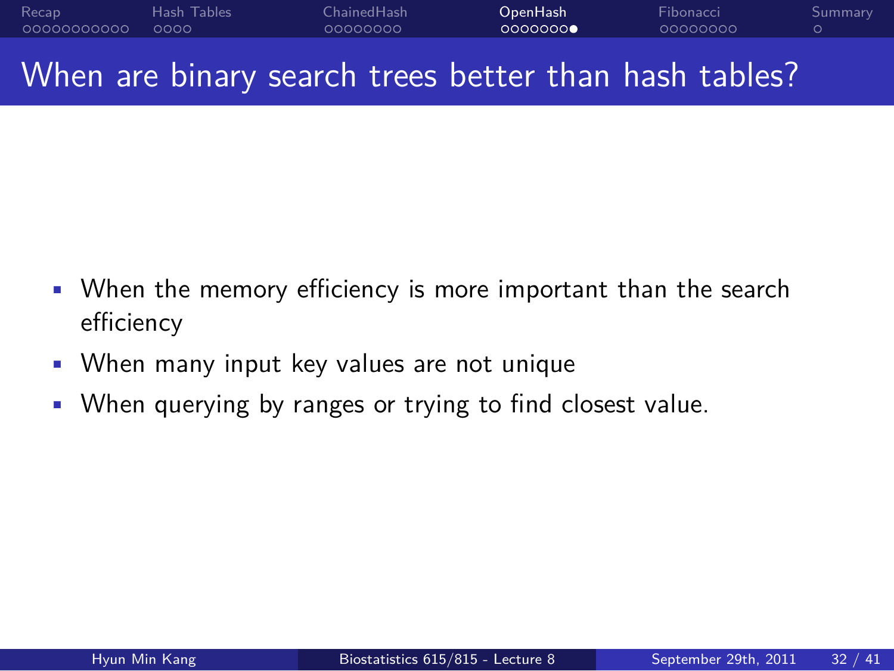# When are binary search trees better than hash tables?

- When the memory efficiency is more important than the search efficiency
- When many input key values are not unique
- When querying by ranges or trying to find closest value.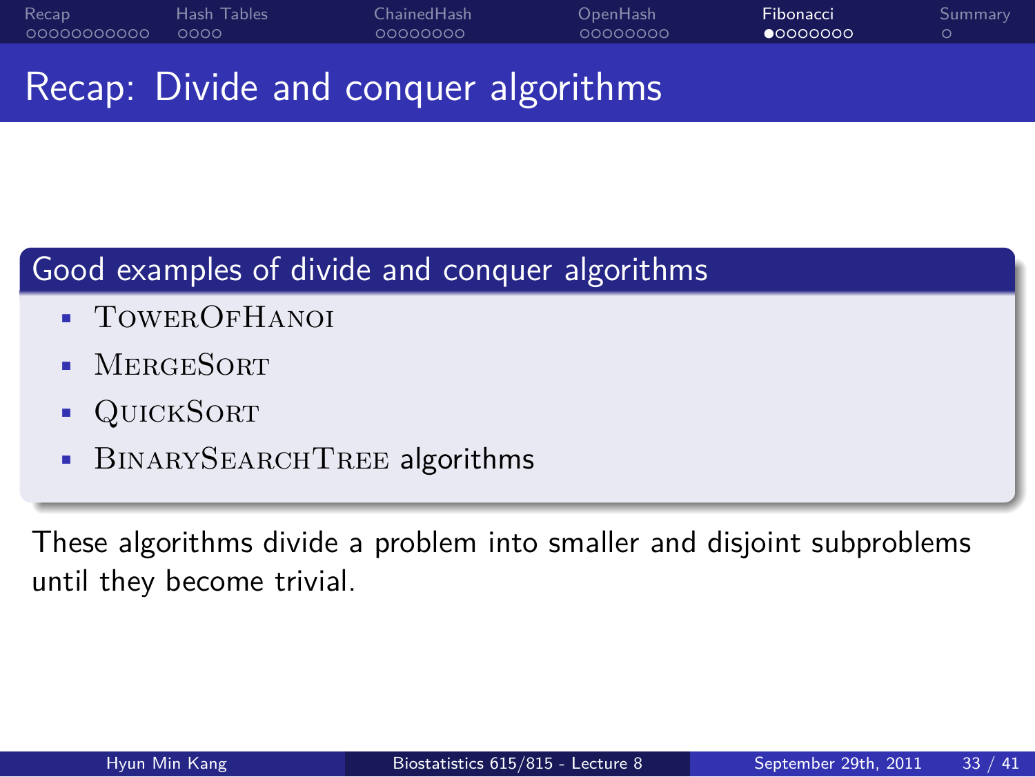# Recap: Divide and conquer algorithms

## Good examples of divide and conquer algorithms

- TowerOfHanoi
- MergeSort
- QuickSort
- BinarySearchTree algorithms

These algorithms divide a problem into smaller and disjoint subproblems until they become trivial.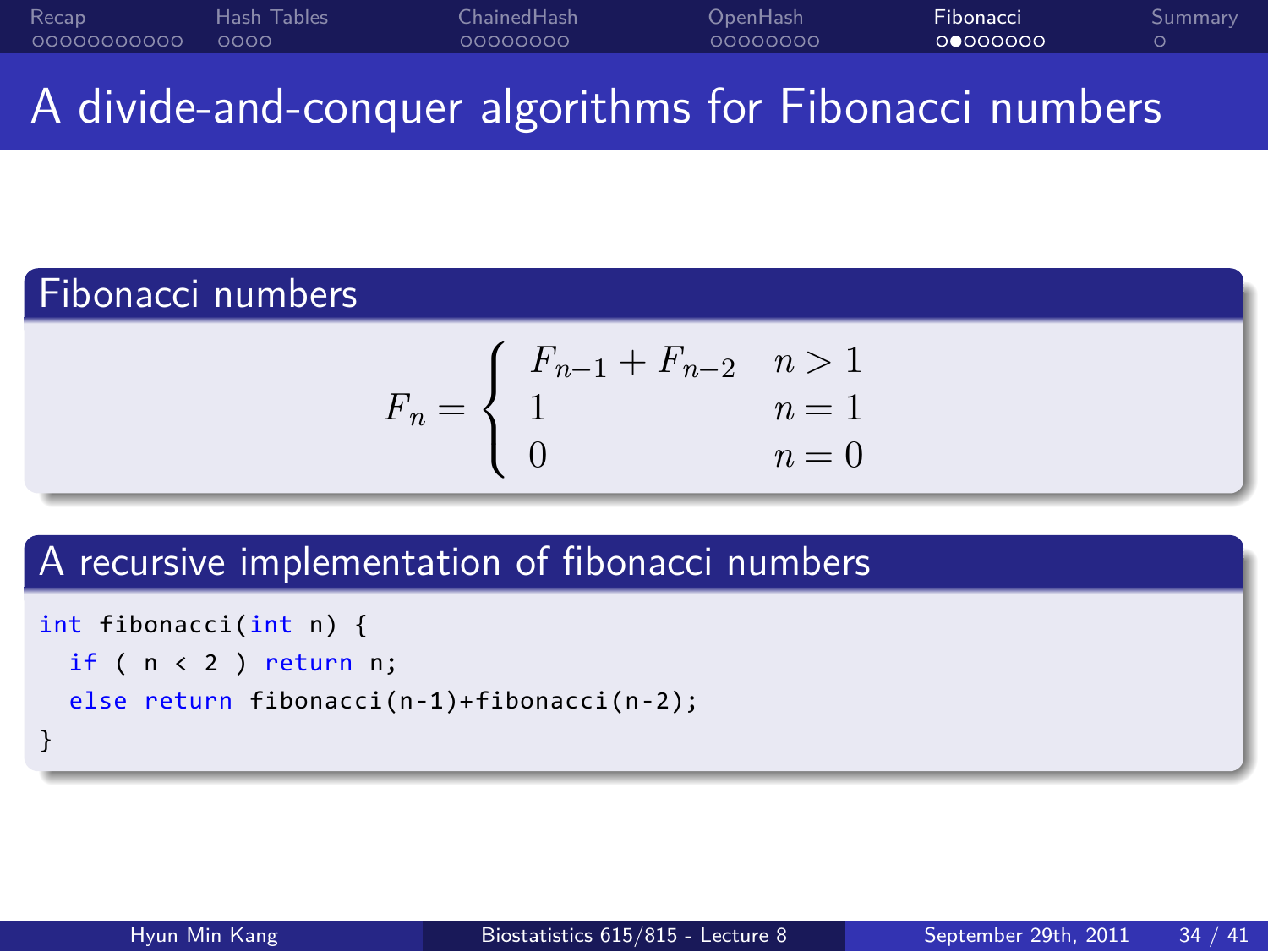# A divide-and-conquer algorithms for Fibonacci numbers

## Fibonacci numbers

$$F_n = \begin{cases} F_{n-1} + F_{n-2} & n > 1 \\ 1 & n = 1 \\ 0 & n = 0 \end{cases}$$

## A recursive implementation of fibonacci numbers

```
int fibonacci(int n) {
  if ( n < 2 ) return n;
  else return fibonacci(n-1)+fibonacci(n-2);
}
```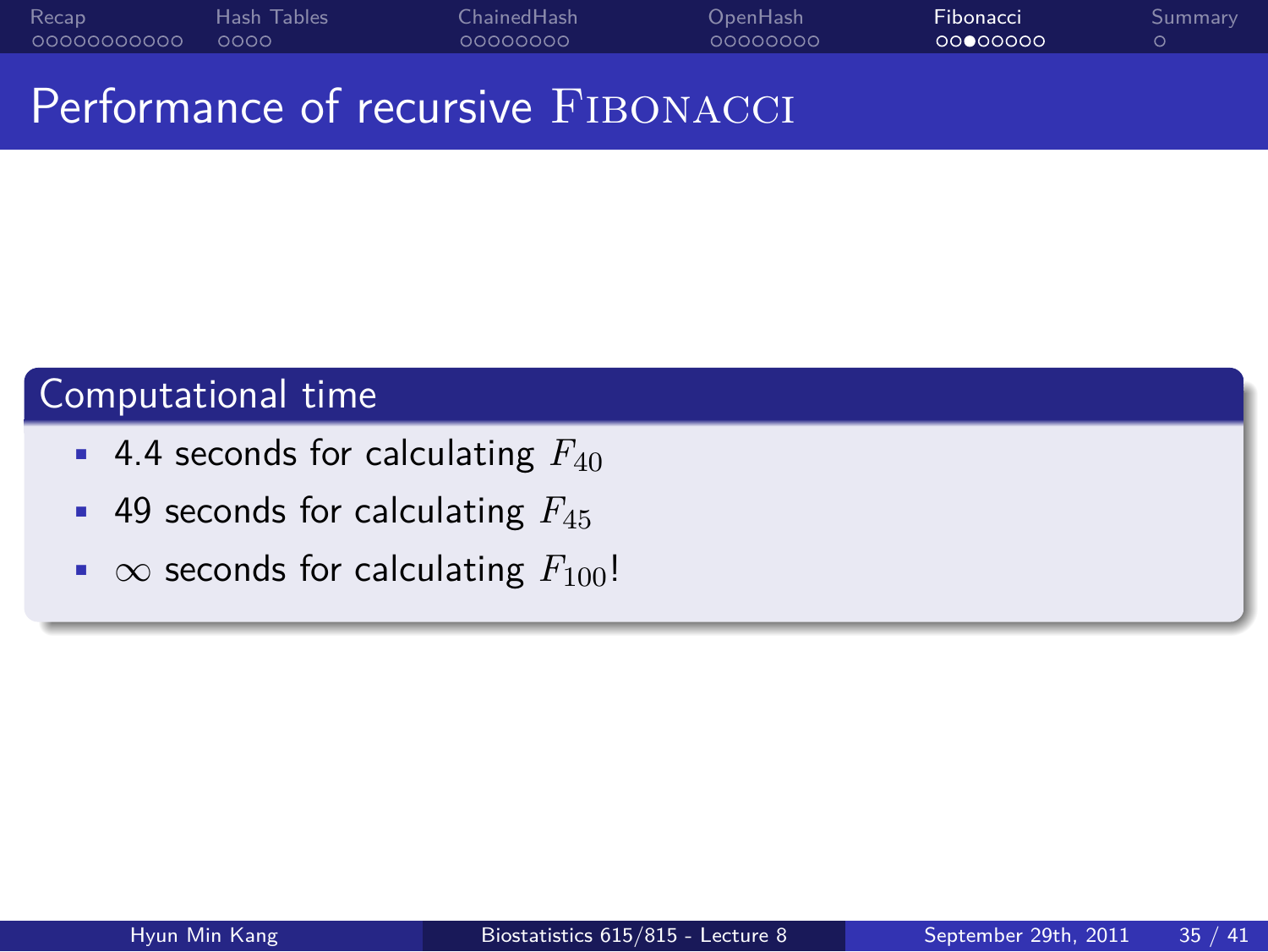# Performance of recursive FIBONACCI

## Computational time

- 4.4 seconds for calculating $F_{40}$
- 49 seconds for calculating $F_{45}$
- $\infty$ seconds for calculating $F_{100}$!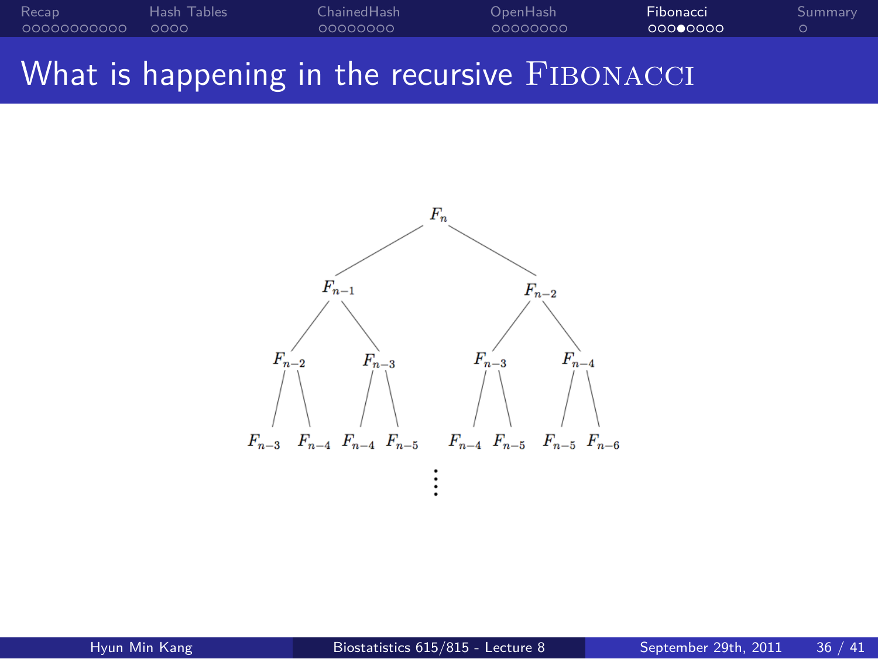# What is happening in the recursive FIBONACCI

$$F_n$$

$$F_{n-1} \quad F_{n-2}$$

$$F_{n-2} \quad F_{n-3} \quad F_{n-3} \quad F_{n-4}$$

$$F_{n-3} \quad F_{n-4} \quad F_{n-4} \quad F_{n-5} \quad F_{n-4} \quad F_{n-5} \quad F_{n-5} \quad F_{n-6}$$

$$\vdots$$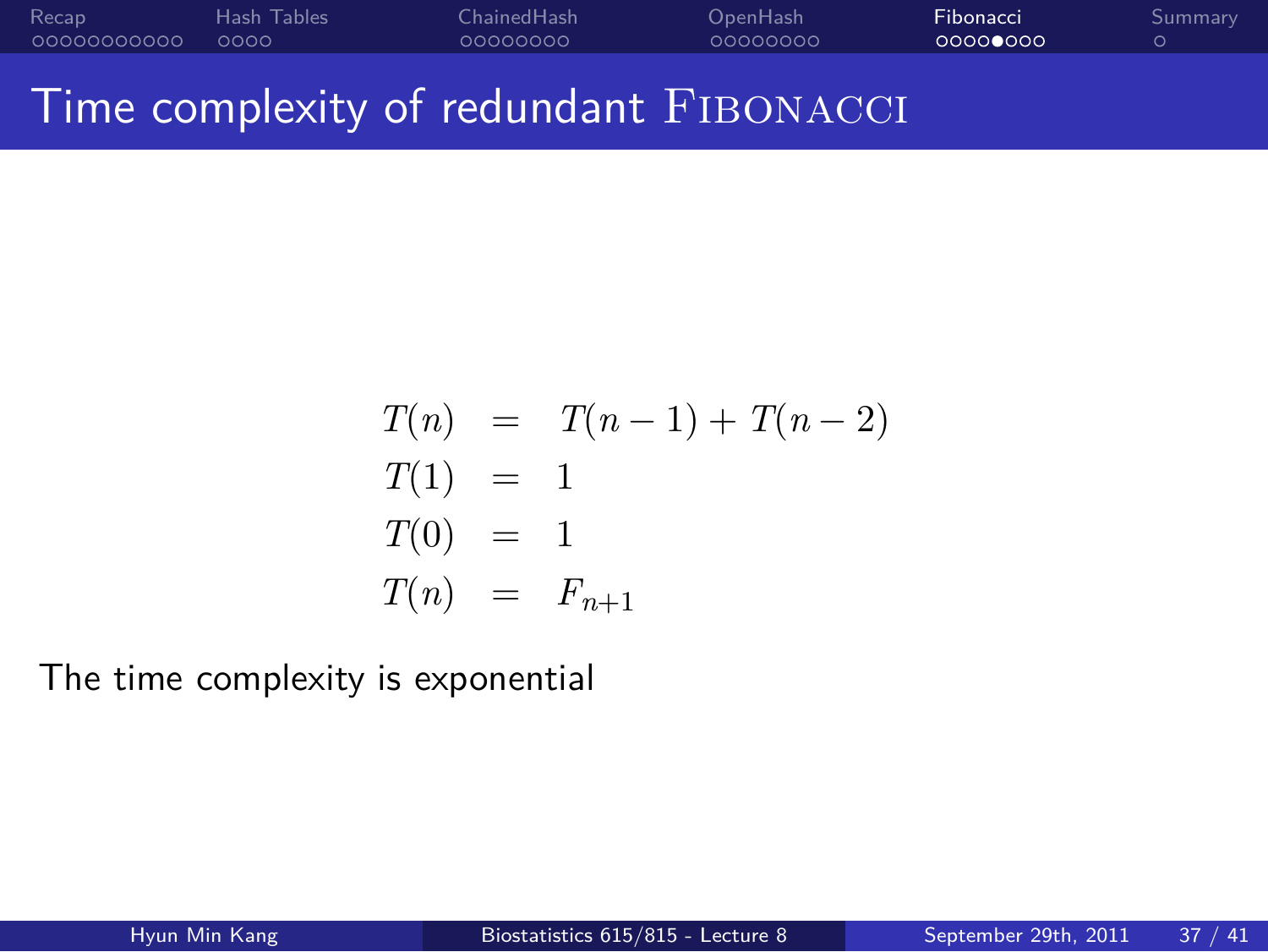# Time complexity of redundant FIBONACCI

$$
\begin{aligned}
T(n) &= T(n-1) + T(n-2) \\
T(1) &= 1 \\
T(0) &= 1 \\
T(n) &= F_{n+1}
\end{aligned}
$$

The time complexity is exponential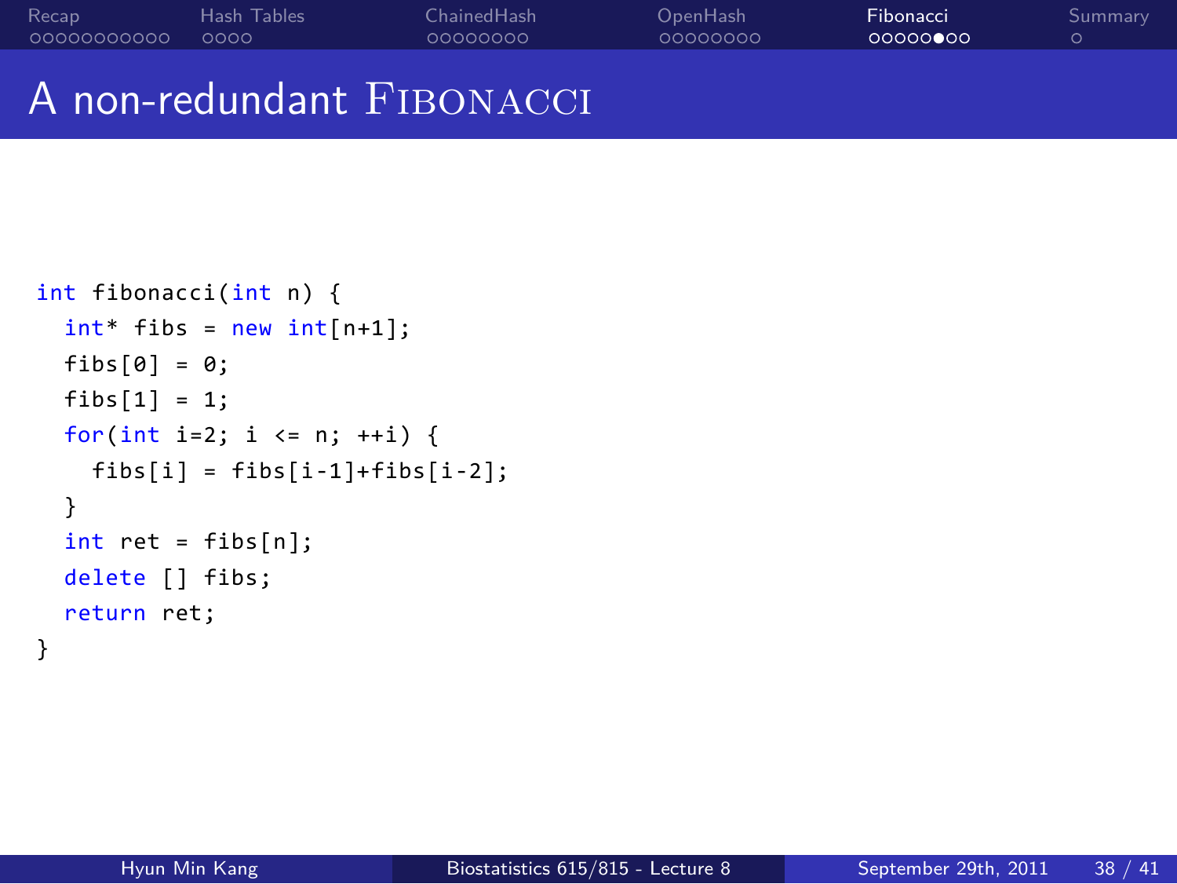# A non-redundant Fibonacci

```
int fibonacci(int n) {
  int* fibs = new int[n+1];
  fibs[0] = 0;
  fibs[1] = 1;
  for(int i=2; i <= n; ++i) {
    fibs[i] = fibs[i-1]+fibs[i-2];
  }
  int ret = fibs[n];
  delete [] fibs;
  return ret;
}
```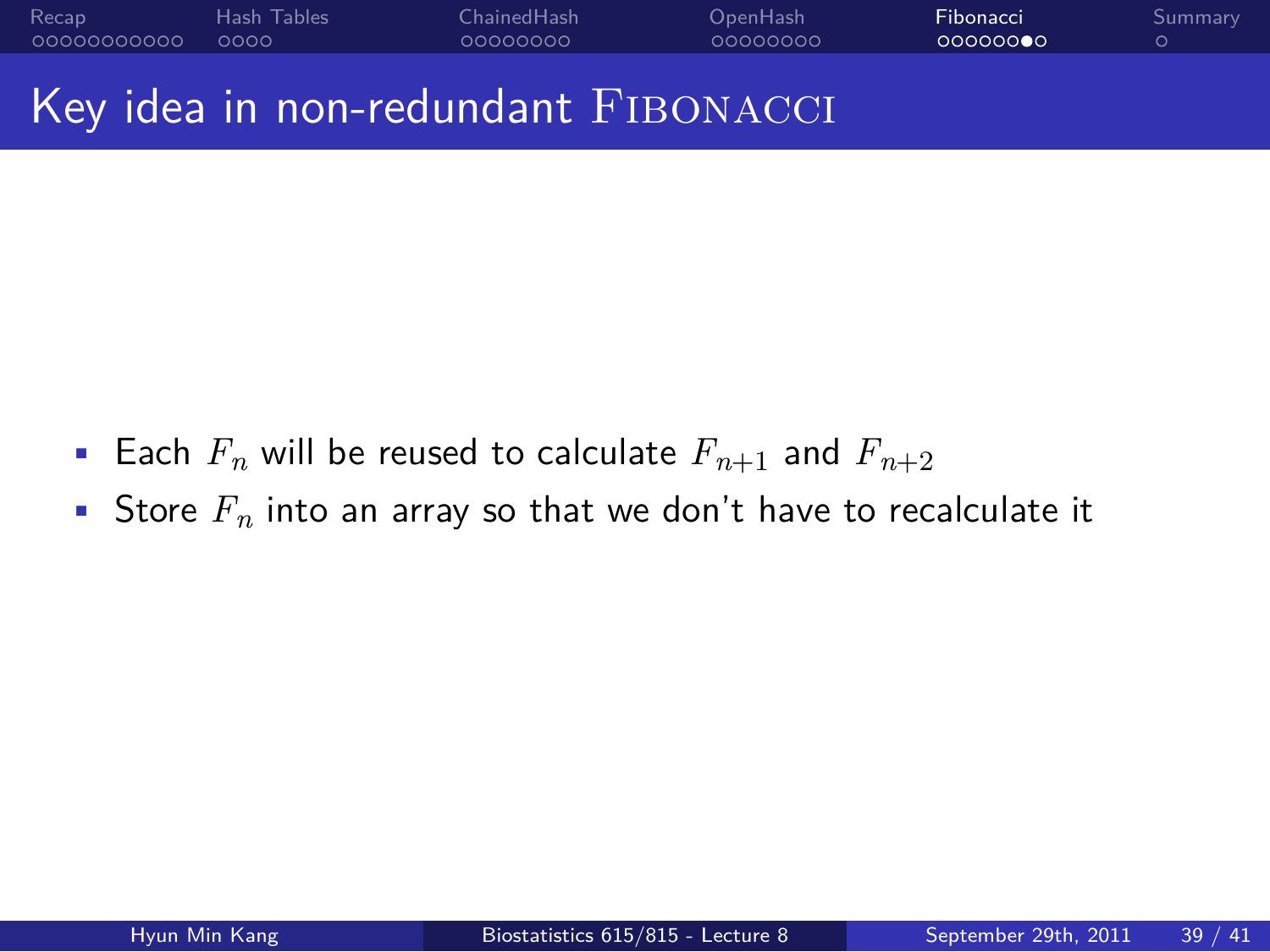# Key idea in non-redundant FIBONACCI

- Each $F_n$ will be reused to calculate $F_{n+1}$ and $F_{n+2}$
- Store $F_n$ into an array so that we don't have to recalculate it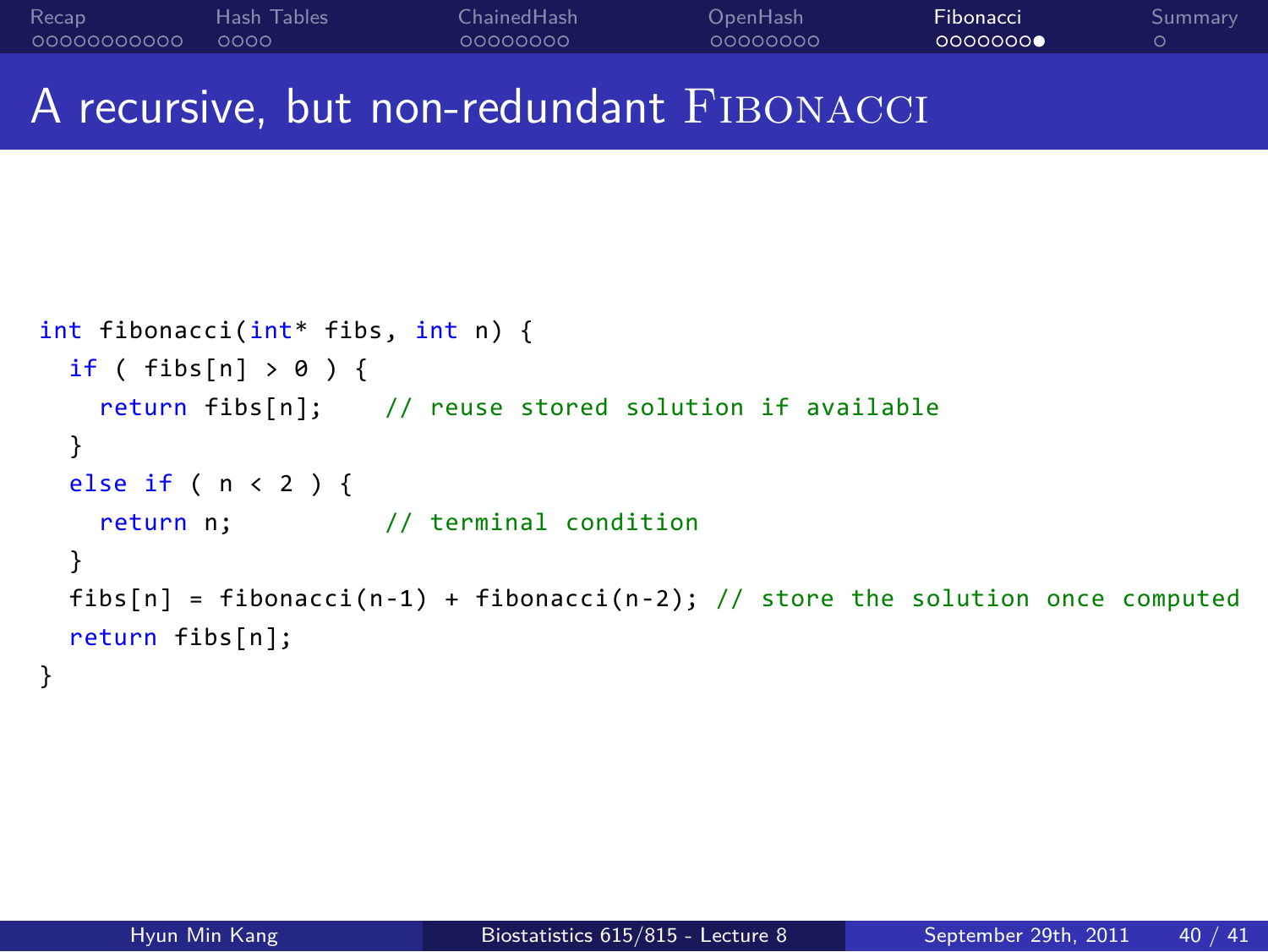# A recursive, but non-redundant FIBONACCI

```
int fibonacci(int* fibs, int n) {
  if ( fibs[n] > 0 ) {
    return fibs[n];    // reuse stored solution if available
  }
  else if ( n < 2 ) {
    return n;          // terminal condition
  }
  fibs[n] = fibonacci(n-1) + fibonacci(n-2); // store the solution once computed
  return fibs[n];
}
```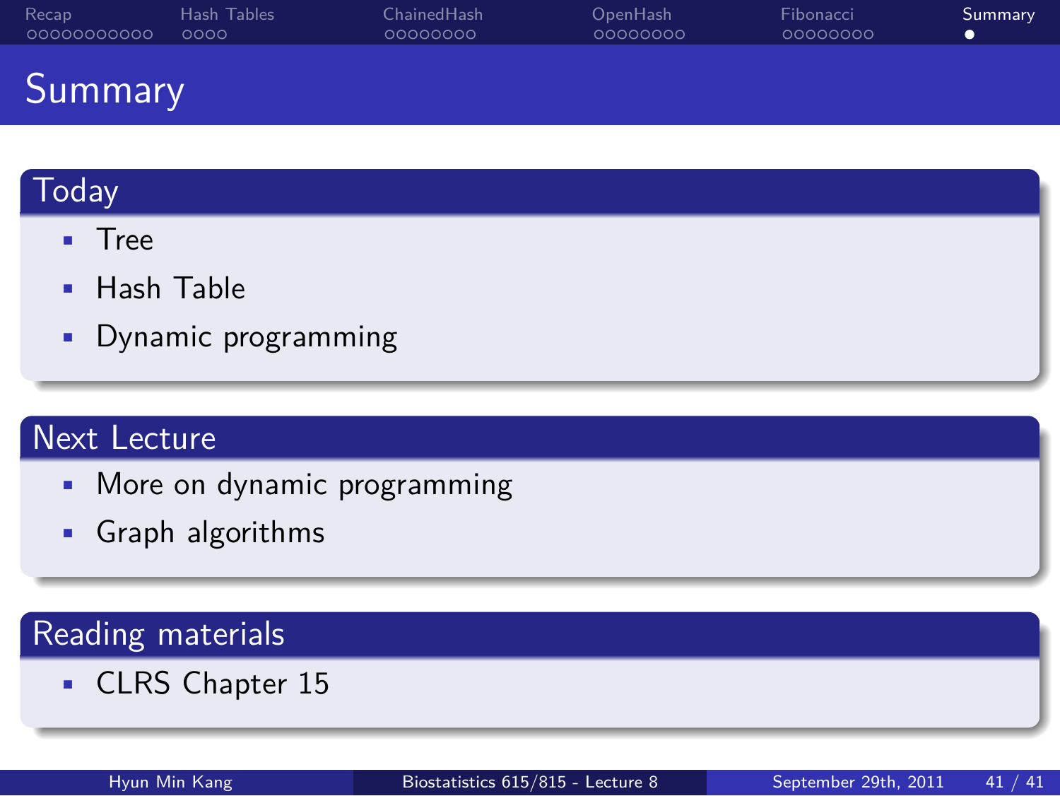# Summary

## Today

- Tree
- Hash Table
- Dynamic programming

## Next Lecture

- More on dynamic programming
- Graph algorithms

## Reading materials

- CLRS Chapter 15